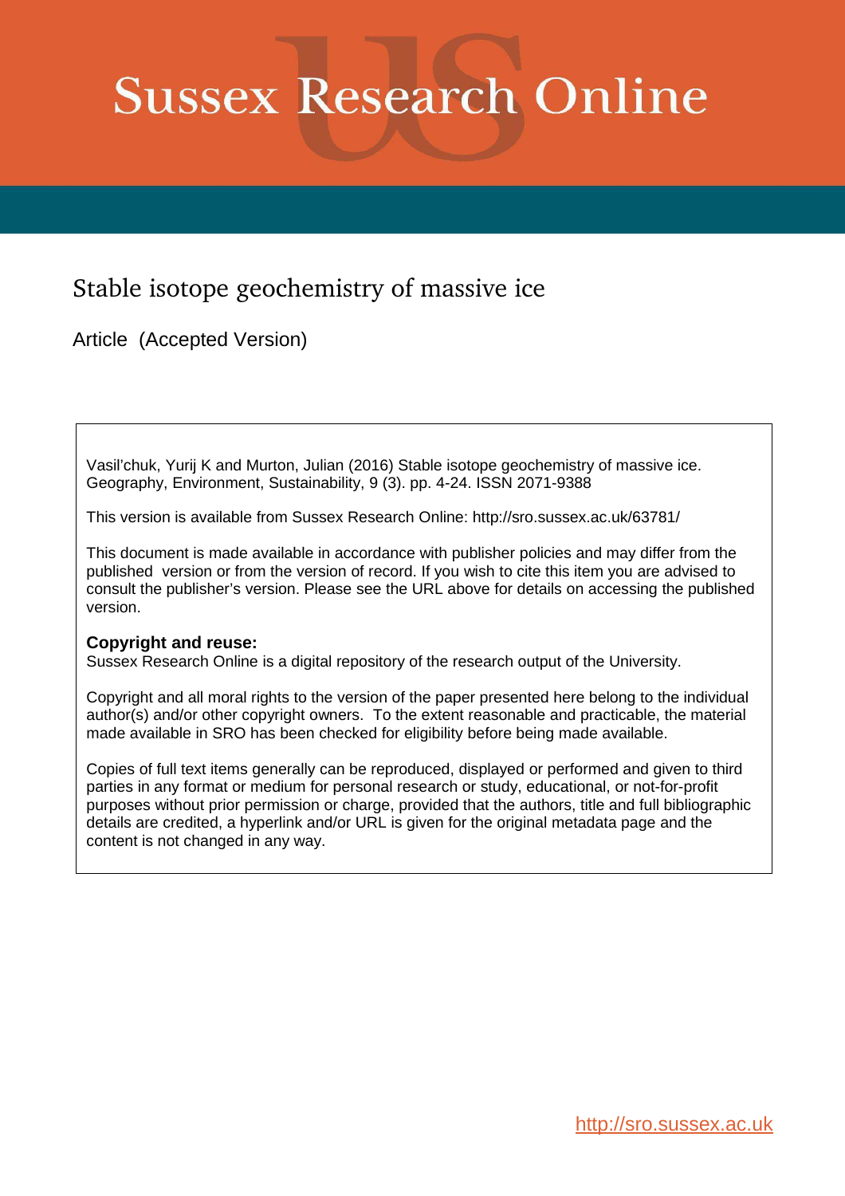# Sussex Research Online

## Stable isotope geochemistry of massive ice

Article (Accepted Version)

Vasil'chuk, Yurij K and Murton, Julian (2016) Stable isotope geochemistry of massive ice. Geography, Environment, Sustainability, 9 (3). pp. 4-24. ISSN 2071-9388

This version is available from Sussex Research Online: http://sro.sussex.ac.uk/63781/

This document is made available in accordance with publisher policies and may differ from the published version or from the version of record. If you wish to cite this item you are advised to consult the publisher's version. Please see the URL above for details on accessing the published version.

**Copyright and reuse:**
Sussex Research Online is a digital repository of the research output of the University.

Copyright and all moral rights to the version of the paper presented here belong to the individual author(s) and/or other copyright owners. To the extent reasonable and practicable, the material made available in SRO has been checked for eligibility before being made available.

Copies of full text items generally can be reproduced, displayed or performed and given to third parties in any format or medium for personal research or study, educational, or not-for-profit purposes without prior permission or charge, provided that the authors, title and full bibliographic details are credited, a hyperlink and/or URL is given for the original metadata page and the content is not changed in any way.

http://sro.sussex.ac.uk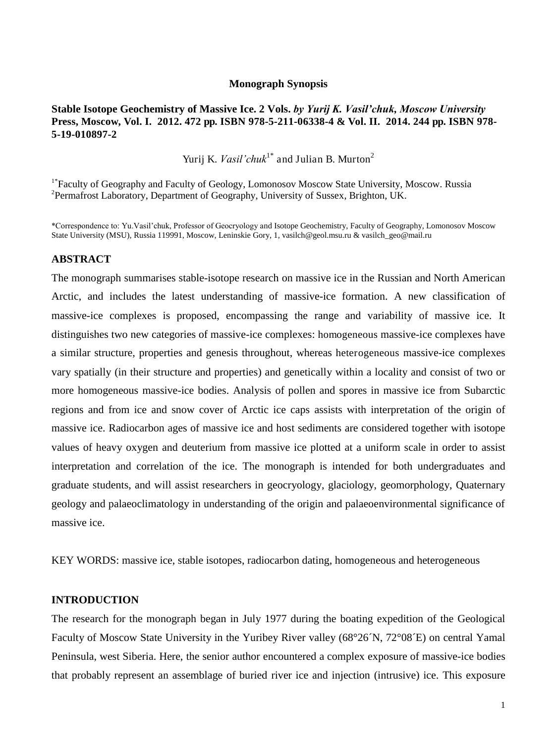**Monograph Synopsis**

**Stable Isotope Geochemistry of Massive Ice. 2 Vols.** ***by Yurij K. Vasil'chuk, Moscow University*** **Press, Moscow, Vol. I. 2012. 472 pp. ISBN 978-5-211-06338-4 & Vol. II. 2014. 244 pp. ISBN 978-5-19-010897-2**

Yurij K. *Vasil'chuk*[1*] and Julian B. Murton[2]

[1*]Faculty of Geography and Faculty of Geology, Lomonosov Moscow State University, Moscow. Russia
[2]Permafrost Laboratory, Department of Geography, University of Sussex, Brighton, UK.

*Correspondence to: Yu.Vasil'chuk, Professor of Geocryology and Isotope Geochemistry, Faculty of Geography, Lomonosov Moscow State University (MSU), Russia 119991, Moscow, Leninskie Gory, 1, vasilch@geol.msu.ru & vasilch_geo@mail.ru

## ABSTRACT

The monograph summarises stable-isotope research on massive ice in the Russian and North American Arctic, and includes the latest understanding of massive-ice formation. A new classification of massive-ice complexes is proposed, encompassing the range and variability of massive ice. It distinguishes two new categories of massive-ice complexes: homogeneous massive-ice complexes have a similar structure, properties and genesis throughout, whereas heterogeneous massive-ice complexes vary spatially (in their structure and properties) and genetically within a locality and consist of two or more homogeneous massive-ice bodies. Analysis of pollen and spores in massive ice from Subarctic regions and from ice and snow cover of Arctic ice caps assists with interpretation of the origin of massive ice. Radiocarbon ages of massive ice and host sediments are considered together with isotope values of heavy oxygen and deuterium from massive ice plotted at a uniform scale in order to assist interpretation and correlation of the ice. The monograph is intended for both undergraduates and graduate students, and will assist researchers in geocryology, glaciology, geomorphology, Quaternary geology and palaeoclimatology in understanding of the origin and palaeoenvironmental significance of massive ice.

KEY WORDS: massive ice, stable isotopes, radiocarbon dating, homogeneous and heterogeneous

## INTRODUCTION

The research for the monograph began in July 1977 during the boating expedition of the Geological Faculty of Moscow State University in the Yuribey River valley (68°26´N, 72°08´E) on central Yamal Peninsula, west Siberia. Here, the senior author encountered a complex exposure of massive-ice bodies that probably represent an assemblage of buried river ice and injection (intrusive) ice. This exposure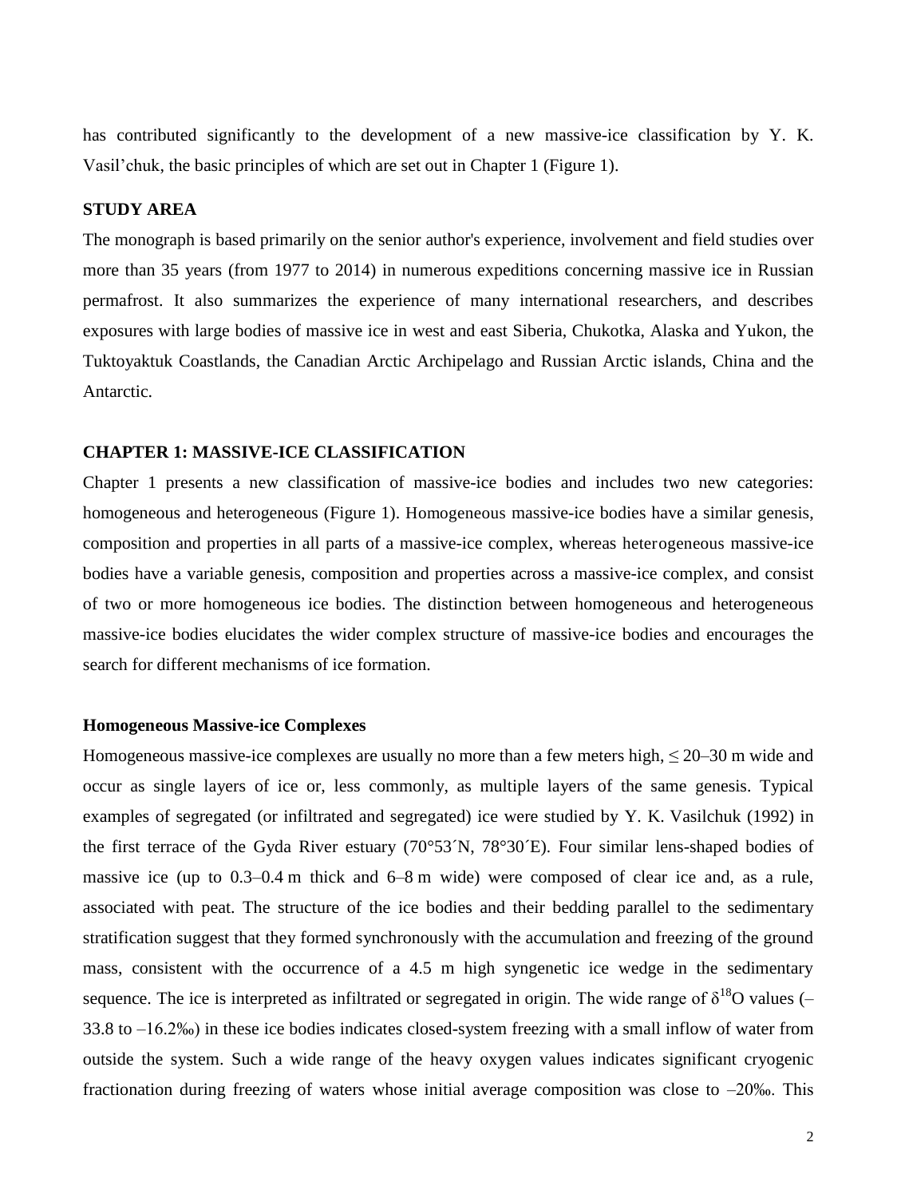has contributed significantly to the development of a new massive-ice classification by Y. K. Vasil'chuk, the basic principles of which are set out in Chapter 1 (Figure 1).

## STUDY AREA

The monograph is based primarily on the senior author's experience, involvement and field studies over more than 35 years (from 1977 to 2014) in numerous expeditions concerning massive ice in Russian permafrost. It also summarizes the experience of many international researchers, and describes exposures with large bodies of massive ice in west and east Siberia, Chukotka, Alaska and Yukon, the Tuktoyaktuk Coastlands, the Canadian Arctic Archipelago and Russian Arctic islands, China and the Antarctic.

## CHAPTER 1: MASSIVE-ICE CLASSIFICATION

Chapter 1 presents a new classification of massive-ice bodies and includes two new categories: homogeneous and heterogeneous (Figure 1). Homogeneous massive-ice bodies have a similar genesis, composition and properties in all parts of a massive-ice complex, whereas heterogeneous massive-ice bodies have a variable genesis, composition and properties across a massive-ice complex, and consist of two or more homogeneous ice bodies. The distinction between homogeneous and heterogeneous massive-ice bodies elucidates the wider complex structure of massive-ice bodies and encourages the search for different mechanisms of ice formation.

### Homogeneous Massive-ice Complexes

Homogeneous massive-ice complexes are usually no more than a few meters high, ≤ 20–30 m wide and occur as single layers of ice or, less commonly, as multiple layers of the same genesis. Typical examples of segregated (or infiltrated and segregated) ice were studied by Y. K. Vasilchuk (1992) in the first terrace of the Gyda River estuary (70°53´N, 78°30´E). Four similar lens-shaped bodies of massive ice (up to 0.3–0.4 m thick and 6–8 m wide) were composed of clear ice and, as a rule, associated with peat. The structure of the ice bodies and their bedding parallel to the sedimentary stratification suggest that they formed synchronously with the accumulation and freezing of the ground mass, consistent with the occurrence of a 4.5 m high syngenetic ice wedge in the sedimentary sequence. The ice is interpreted as infiltrated or segregated in origin. The wide range of $\delta^{18}O$ values (–33.8 to –16.2‰) in these ice bodies indicates closed-system freezing with a small inflow of water from outside the system. Such a wide range of the heavy oxygen values indicates significant cryogenic fractionation during freezing of waters whose initial average composition was close to –20‰. This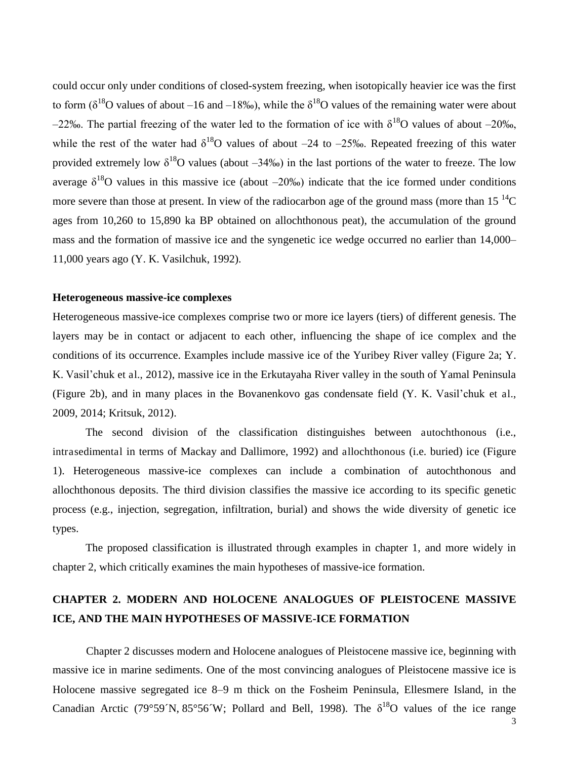could occur only under conditions of closed-system freezing, when isotopically heavier ice was the first to form ($\delta^{18}O$ values of about –16 and –18‰), while the $\delta^{18}O$ values of the remaining water were about –22‰. The partial freezing of the water led to the formation of ice with $\delta^{18}O$ values of about –20‰, while the rest of the water had $\delta^{18}O$ values of about –24 to –25‰. Repeated freezing of this water provided extremely low $\delta^{18}O$ values (about –34‰) in the last portions of the water to freeze. The low average $\delta^{18}O$ values in this massive ice (about –20‰) indicate that the ice formed under conditions more severe than those at present. In view of the radiocarbon age of the ground mass (more than 15 $^{14}C$ ages from 10,260 to 15,890 ka BP obtained on allochthonous peat), the accumulation of the ground mass and the formation of massive ice and the syngenetic ice wedge occurred no earlier than 14,000–11,000 years ago (Y. K. Vasilchuk, 1992).

### Heterogeneous massive-ice complexes

Heterogeneous massive-ice complexes comprise two or more ice layers (tiers) of different genesis. The layers may be in contact or adjacent to each other, influencing the shape of ice complex and the conditions of its occurrence. Examples include massive ice of the Yuribey River valley (Figure 2a; Y. K. Vasil'chuk et al., 2012), massive ice in the Erkutayaha River valley in the south of Yamal Peninsula (Figure 2b), and in many places in the Bovanenkovo gas condensate field (Y. K. Vasil'chuk et al., 2009, 2014; Kritsuk, 2012).

The second division of the classification distinguishes between autochthonous (i.e., intrasedimental in terms of Mackay and Dallimore, 1992) and allochthonous (i.e. buried) ice (Figure 1). Heterogeneous massive-ice complexes can include a combination of autochthonous and allochthonous deposits. The third division classifies the massive ice according to its specific genetic process (e.g., injection, segregation, infiltration, burial) and shows the wide diversity of genetic ice types.

The proposed classification is illustrated through examples in chapter 1, and more widely in chapter 2, which critically examines the main hypotheses of massive-ice formation.

## CHAPTER 2. MODERN AND HOLOCENE ANALOGUES OF PLEISTOCENE MASSIVE ICE, AND THE MAIN HYPOTHESES OF MASSIVE-ICE FORMATION

Chapter 2 discusses modern and Holocene analogues of Pleistocene massive ice, beginning with massive ice in marine sediments. One of the most convincing analogues of Pleistocene massive ice is Holocene massive segregated ice 8–9 m thick on the Fosheim Peninsula, Ellesmere Island, in the Canadian Arctic (79°59´N, 85°56´W; Pollard and Bell, 1998). The $\delta^{18}O$ values of the ice range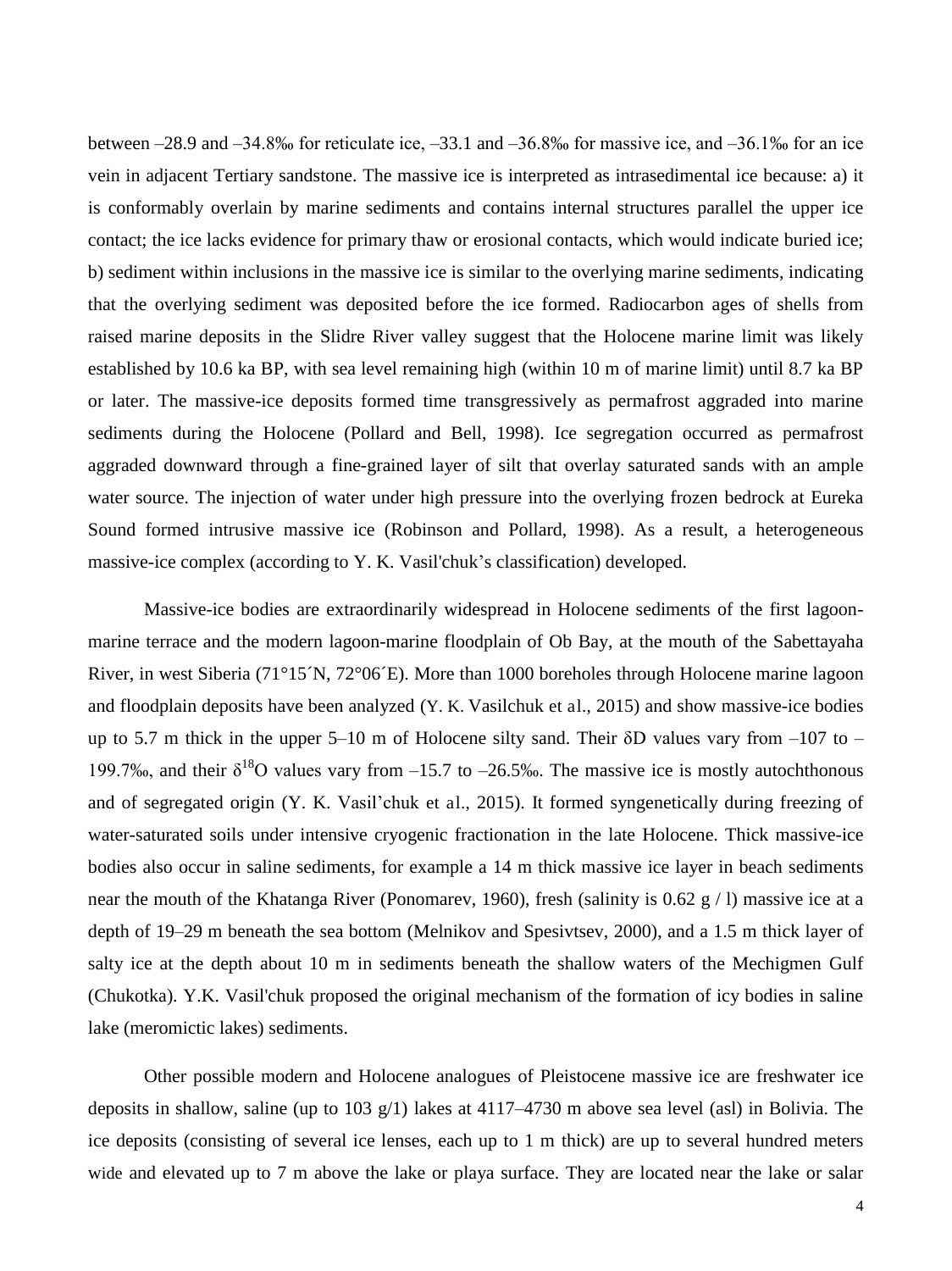between –28.9 and –34.8‰ for reticulate ice, –33.1 and –36.8‰ for massive ice, and –36.1‰ for an ice vein in adjacent Tertiary sandstone. The massive ice is interpreted as intrasedimental ice because: a) it is conformably overlain by marine sediments and contains internal structures parallel the upper ice contact; the ice lacks evidence for primary thaw or erosional contacts, which would indicate buried ice; b) sediment within inclusions in the massive ice is similar to the overlying marine sediments, indicating that the overlying sediment was deposited before the ice formed. Radiocarbon ages of shells from raised marine deposits in the Slidre River valley suggest that the Holocene marine limit was likely established by 10.6 ka BP, with sea level remaining high (within 10 m of marine limit) until 8.7 ka BP or later. The massive-ice deposits formed time transgressively as permafrost aggraded into marine sediments during the Holocene (Pollard and Bell, 1998). Ice segregation occurred as permafrost aggraded downward through a fine-grained layer of silt that overlay saturated sands with an ample water source. The injection of water under high pressure into the overlying frozen bedrock at Eureka Sound formed intrusive massive ice (Robinson and Pollard, 1998). As a result, a heterogeneous massive-ice complex (according to Y. K. Vasil'chuk's classification) developed.

Massive-ice bodies are extraordinarily widespread in Holocene sediments of the first lagoon-marine terrace and the modern lagoon-marine floodplain of Ob Bay, at the mouth of the Sabettayaha River, in west Siberia (71°15´N, 72°06´E). More than 1000 boreholes through Holocene marine lagoon and floodplain deposits have been analyzed (Y. K. Vasilchuk et al., 2015) and show massive-ice bodies up to 5.7 m thick in the upper 5–10 m of Holocene silty sand. Their δD values vary from –107 to –199.7‰, and their $\delta^{18}O$ values vary from –15.7 to –26.5‰. The massive ice is mostly autochthonous and of segregated origin (Y. K. Vasil'chuk et al., 2015). It formed syngenetically during freezing of water-saturated soils under intensive cryogenic fractionation in the late Holocene. Thick massive-ice bodies also occur in saline sediments, for example a 14 m thick massive ice layer in beach sediments near the mouth of the Khatanga River (Ponomarev, 1960), fresh (salinity is 0.62 g / l) massive ice at a depth of 19–29 m beneath the sea bottom (Melnikov and Spesivtsev, 2000), and a 1.5 m thick layer of salty ice at the depth about 10 m in sediments beneath the shallow waters of the Mechigmen Gulf (Chukotka). Y.K. Vasil'chuk proposed the original mechanism of the formation of icy bodies in saline lake (meromictic lakes) sediments.

Other possible modern and Holocene analogues of Pleistocene massive ice are freshwater ice deposits in shallow, saline (up to 103 g/1) lakes at 4117–4730 m above sea level (asl) in Bolivia. The ice deposits (consisting of several ice lenses, each up to 1 m thick) are up to several hundred meters wide and elevated up to 7 m above the lake or playa surface. They are located near the lake or salar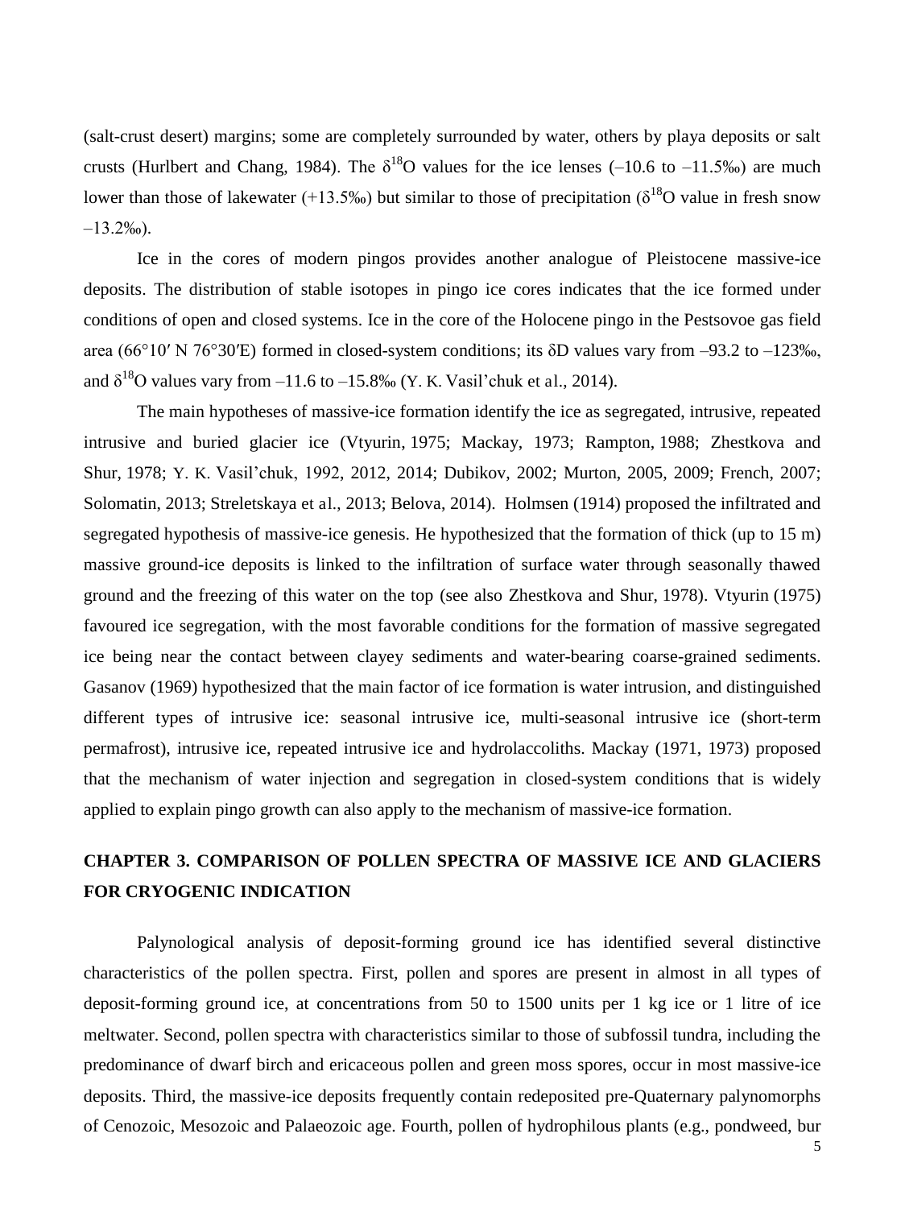(salt-crust desert) margins; some are completely surrounded by water, others by playa deposits or salt crusts (Hurlbert and Chang, 1984). The $\delta^{18}$O values for the ice lenses (–10.6 to –11.5‰) are much lower than those of lakewater (+13.5‰) but similar to those of precipitation ($\delta^{18}$O value in fresh snow –13.2‰).

Ice in the cores of modern pingos provides another analogue of Pleistocene massive-ice deposits. The distribution of stable isotopes in pingo ice cores indicates that the ice formed under conditions of open and closed systems. Ice in the core of the Holocene pingo in the Pestsovoe gas field area (66°10′ N 76°30′E) formed in closed-system conditions; its δD values vary from –93.2 to –123‰, and $\delta^{18}$O values vary from –11.6 to –15.8‰ (Y. K. Vasil'chuk et al., 2014).

The main hypotheses of massive-ice formation identify the ice as segregated, intrusive, repeated intrusive and buried glacier ice (Vtyurin, 1975; Mackay, 1973; Rampton, 1988; Zhestkova and Shur, 1978; Y. K. Vasil'chuk, 1992, 2012, 2014; Dubikov, 2002; Murton, 2005, 2009; French, 2007; Solomatin, 2013; Streletskaya et al., 2013; Belova, 2014). Holmsen (1914) proposed the infiltrated and segregated hypothesis of massive-ice genesis. He hypothesized that the formation of thick (up to 15 m) massive ground-ice deposits is linked to the infiltration of surface water through seasonally thawed ground and the freezing of this water on the top (see also Zhestkova and Shur, 1978). Vtyurin (1975) favoured ice segregation, with the most favorable conditions for the formation of massive segregated ice being near the contact between clayey sediments and water-bearing coarse-grained sediments. Gasanov (1969) hypothesized that the main factor of ice formation is water intrusion, and distinguished different types of intrusive ice: seasonal intrusive ice, multi-seasonal intrusive ice (short-term permafrost), intrusive ice, repeated intrusive ice and hydrolaccoliths. Mackay (1971, 1973) proposed that the mechanism of water injection and segregation in closed-system conditions that is widely applied to explain pingo growth can also apply to the mechanism of massive-ice formation.

## CHAPTER 3. COMPARISON OF POLLEN SPECTRA OF MASSIVE ICE AND GLACIERS FOR CRYOGENIC INDICATION

Palynological analysis of deposit-forming ground ice has identified several distinctive characteristics of the pollen spectra. First, pollen and spores are present in almost in all types of deposit-forming ground ice, at concentrations from 50 to 1500 units per 1 kg ice or 1 litre of ice meltwater. Second, pollen spectra with characteristics similar to those of subfossil tundra, including the predominance of dwarf birch and ericaceous pollen and green moss spores, occur in most massive-ice deposits. Third, the massive-ice deposits frequently contain redeposited pre-Quaternary palynomorphs of Cenozoic, Mesozoic and Palaeozoic age. Fourth, pollen of hydrophilous plants (e.g., pondweed, bur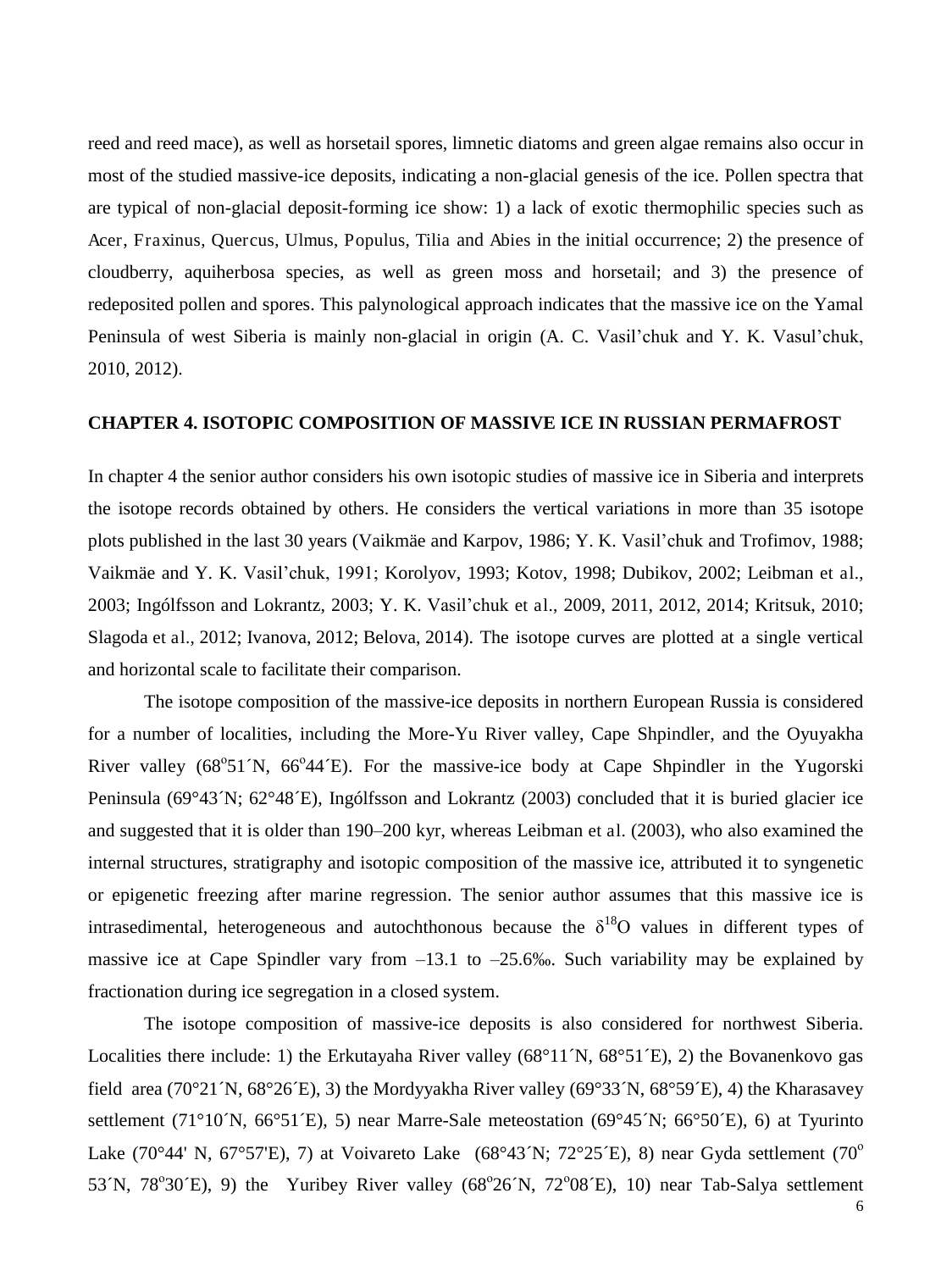reed and reed mace), as well as horsetail spores, limnetic diatoms and green algae remains also occur in most of the studied massive-ice deposits, indicating a non-glacial genesis of the ice. Pollen spectra that are typical of non-glacial deposit-forming ice show: 1) a lack of exotic thermophilic species such as Acer, Fraxinus, Quercus, Ulmus, Populus, Tilia and Abies in the initial occurrence; 2) the presence of cloudberry, aquiherbosa species, as well as green moss and horsetail; and 3) the presence of redeposited pollen and spores. This palynological approach indicates that the massive ice on the Yamal Peninsula of west Siberia is mainly non-glacial in origin (A. C. Vasil'chuk and Y. K. Vasul'chuk, 2010, 2012).

## CHAPTER 4. ISOTOPIC COMPOSITION OF MASSIVE ICE IN RUSSIAN PERMAFROST

In chapter 4 the senior author considers his own isotopic studies of massive ice in Siberia and interprets the isotope records obtained by others. He considers the vertical variations in more than 35 isotope plots published in the last 30 years (Vaikmäe and Karpov, 1986; Y. K. Vasil'chuk and Trofimov, 1988; Vaikmäe and Y. K. Vasil'chuk, 1991; Korolyov, 1993; Kotov, 1998; Dubikov, 2002; Leibman et al., 2003; Ingólfsson and Lokrantz, 2003; Y. K. Vasil'chuk et al., 2009, 2011, 2012, 2014; Kritsuk, 2010; Slagoda et al., 2012; Ivanova, 2012; Belova, 2014). The isotope curves are plotted at a single vertical and horizontal scale to facilitate their comparison.

The isotope composition of the massive-ice deposits in northern European Russia is considered for a number of localities, including the More-Yu River valley, Cape Shpindler, and the Oyuyakha River valley (68°51´N, 66°44´E). For the massive-ice body at Cape Shpindler in the Yugorski Peninsula (69°43´N; 62°48´E), Ingólfsson and Lokrantz (2003) concluded that it is buried glacier ice and suggested that it is older than 190–200 kyr, whereas Leibman et al. (2003), who also examined the internal structures, stratigraphy and isotopic composition of the massive ice, attributed it to syngenetic or epigenetic freezing after marine regression. The senior author assumes that this massive ice is intrasedimental, heterogeneous and autochthonous because the $\delta^{18}O$ values in different types of massive ice at Cape Spindler vary from –13.1 to –25.6‰. Such variability may be explained by fractionation during ice segregation in a closed system.

The isotope composition of massive-ice deposits is also considered for northwest Siberia. Localities there include: 1) the Erkutayaha River valley (68°11´N, 68°51´E), 2) the Bovanenkovo gas field area (70°21´N, 68°26´E), 3) the Mordyyakha River valley (69°33´N, 68°59´E), 4) the Kharasavey settlement (71°10´N, 66°51´E), 5) near Marre-Sale meteostation (69°45´N; 66°50´E), 6) at Tyurinto Lake (70°44' N, 67°57'E), 7) at Voivareto Lake (68°43´N; 72°25´E), 8) near Gyda settlement (70° 53´N, 78°30´E), 9) the Yuribey River valley (68°26´N, 72°08´E), 10) near Tab-Salya settlement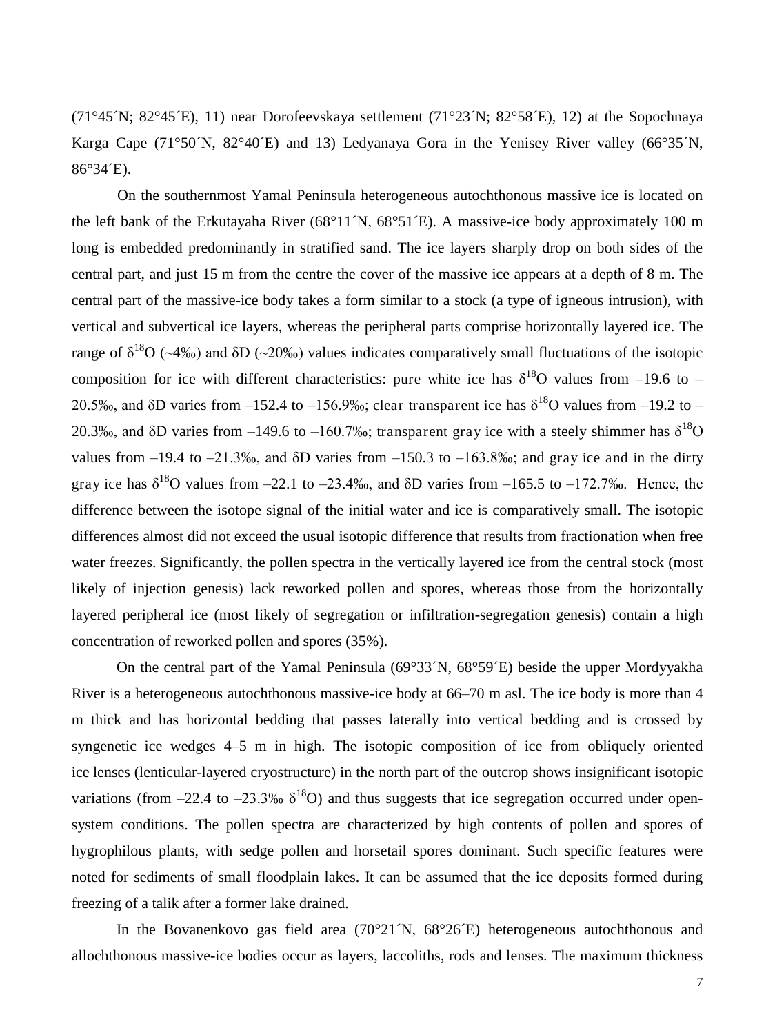(71°45´N; 82°45´E), 11) near Dorofeevskaya settlement (71°23´N; 82°58´E), 12) at the Sopochnaya Karga Cape (71°50´N, 82°40´E) and 13) Ledyanaya Gora in the Yenisey River valley (66°35´N, 86°34´E).

On the southernmost Yamal Peninsula heterogeneous autochthonous massive ice is located on the left bank of the Erkutayaha River (68°11´N, 68°51´E). A massive-ice body approximately 100 m long is embedded predominantly in stratified sand. The ice layers sharply drop on both sides of the central part, and just 15 m from the centre the cover of the massive ice appears at a depth of 8 m. The central part of the massive-ice body takes a form similar to a stock (a type of igneous intrusion), with vertical and subvertical ice layers, whereas the peripheral parts comprise horizontally layered ice. The range of $\delta^{18}O$ (~4‰) and $\delta D$ (~20‰) values indicates comparatively small fluctuations of the isotopic composition for ice with different characteristics: pure white ice has $\delta^{18}O$ values from –19.6 to –20.5‰, and $\delta D$ varies from –152.4 to –156.9‰; clear transparent ice has $\delta^{18}O$ values from –19.2 to –20.3‰, and $\delta D$ varies from –149.6 to –160.7‰; transparent gray ice with a steely shimmer has $\delta^{18}O$ values from –19.4 to –21.3‰, and $\delta D$ varies from –150.3 to –163.8‰; and gray ice and in the dirty gray ice has $\delta^{18}O$ values from –22.1 to –23.4‰, and $\delta D$ varies from –165.5 to –172.7‰. Hence, the difference between the isotope signal of the initial water and ice is comparatively small. The isotopic differences almost did not exceed the usual isotopic difference that results from fractionation when free water freezes. Significantly, the pollen spectra in the vertically layered ice from the central stock (most likely of injection genesis) lack reworked pollen and spores, whereas those from the horizontally layered peripheral ice (most likely of segregation or infiltration-segregation genesis) contain a high concentration of reworked pollen and spores (35%).

On the central part of the Yamal Peninsula (69°33´N, 68°59´E) beside the upper Mordyyakha River is a heterogeneous autochthonous massive-ice body at 66–70 m asl. The ice body is more than 4 m thick and has horizontal bedding that passes laterally into vertical bedding and is crossed by syngenetic ice wedges 4–5 m in high. The isotopic composition of ice from obliquely oriented ice lenses (lenticular-layered cryostructure) in the north part of the outcrop shows insignificant isotopic variations (from –22.4 to –23.3‰ $\delta^{18}O$) and thus suggests that ice segregation occurred under open-system conditions. The pollen spectra are characterized by high contents of pollen and spores of hygrophilous plants, with sedge pollen and horsetail spores dominant. Such specific features were noted for sediments of small floodplain lakes. It can be assumed that the ice deposits formed during freezing of a talik after a former lake drained.

In the Bovanenkovo gas field area (70°21´N, 68°26´E) heterogeneous autochthonous and allochthonous massive-ice bodies occur as layers, laccoliths, rods and lenses. The maximum thickness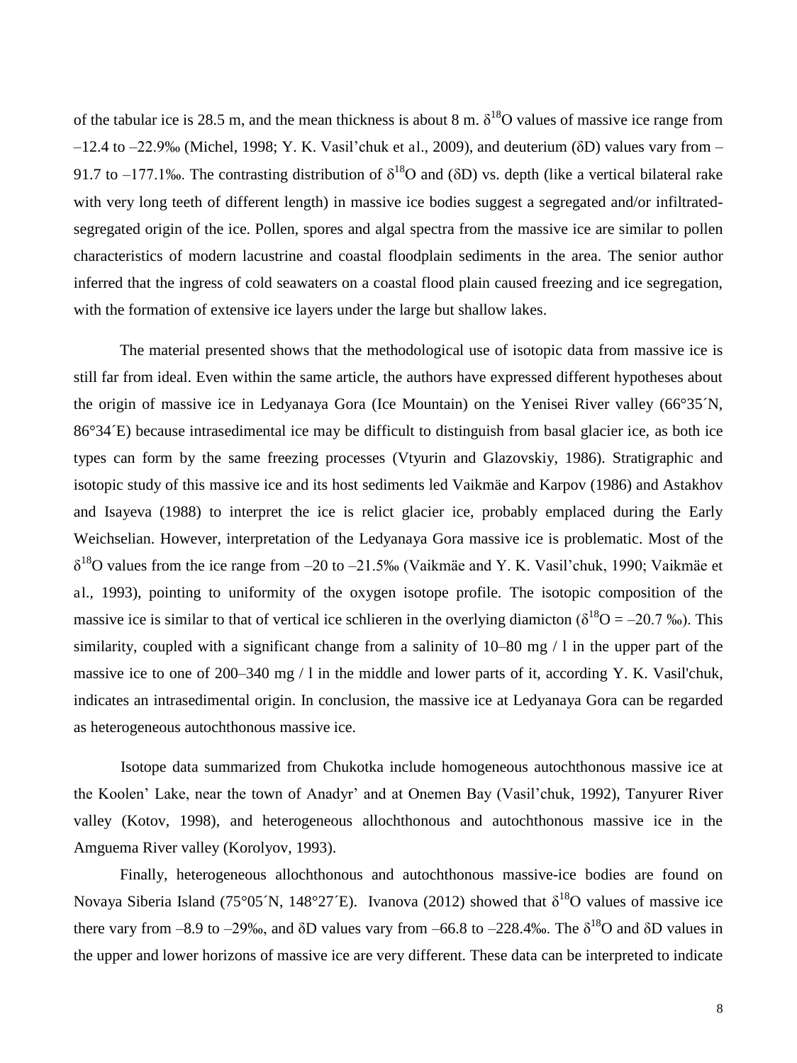of the tabular ice is 28.5 m, and the mean thickness is about 8 m. $\delta^{18}O$ values of massive ice range from –12.4 to –22.9‰ (Michel, 1998; Y. K. Vasil'chuk et al., 2009), and deuterium ($\delta D$) values vary from –91.7 to –177.1‰. The contrasting distribution of $\delta^{18}O$ and ($\delta D$) vs. depth (like a vertical bilateral rake with very long teeth of different length) in massive ice bodies suggest a segregated and/or infiltrated-segregated origin of the ice. Pollen, spores and algal spectra from the massive ice are similar to pollen characteristics of modern lacustrine and coastal floodplain sediments in the area. The senior author inferred that the ingress of cold seawaters on a coastal flood plain caused freezing and ice segregation, with the formation of extensive ice layers under the large but shallow lakes.

The material presented shows that the methodological use of isotopic data from massive ice is still far from ideal. Even within the same article, the authors have expressed different hypotheses about the origin of massive ice in Ledyanaya Gora (Ice Mountain) on the Yenisei River valley (66°35´N, 86°34´E) because intrasedimental ice may be difficult to distinguish from basal glacier ice, as both ice types can form by the same freezing processes (Vtyurin and Glazovskiy, 1986). Stratigraphic and isotopic study of this massive ice and its host sediments led Vaikmäe and Karpov (1986) and Astakhov and Isayeva (1988) to interpret the ice is relict glacier ice, probably emplaced during the Early Weichselian. However, interpretation of the Ledyanaya Gora massive ice is problematic. Most of the $\delta^{18}O$ values from the ice range from –20 to –21.5‰ (Vaikmäe and Y. K. Vasil'chuk, 1990; Vaikmäe et al., 1993), pointing to uniformity of the oxygen isotope profile. The isotopic composition of the massive ice is similar to that of vertical ice schlieren in the overlying diamicton ($\delta^{18}O$ = –20.7 ‰). This similarity, coupled with a significant change from a salinity of 10–80 mg / l in the upper part of the massive ice to one of 200–340 mg / l in the middle and lower parts of it, according Y. K. Vasil'chuk, indicates an intrasedimental origin. In conclusion, the massive ice at Ledyanaya Gora can be regarded as heterogeneous autochthonous massive ice.

Isotope data summarized from Chukotka include homogeneous autochthonous massive ice at the Koolen' Lake, near the town of Anadyr' and at Onemen Bay (Vasil'chuk, 1992), Tanyurer River valley (Kotov, 1998), and heterogeneous allochthonous and autochthonous massive ice in the Amguema River valley (Korolyov, 1993).

Finally, heterogeneous allochthonous and autochthonous massive-ice bodies are found on Novaya Siberia Island (75°05´N, 148°27´E). Ivanova (2012) showed that $\delta^{18}O$ values of massive ice there vary from –8.9 to –29‰, and $\delta D$ values vary from –66.8 to –228.4‰. The $\delta^{18}O$ and $\delta D$ values in the upper and lower horizons of massive ice are very different. These data can be interpreted to indicate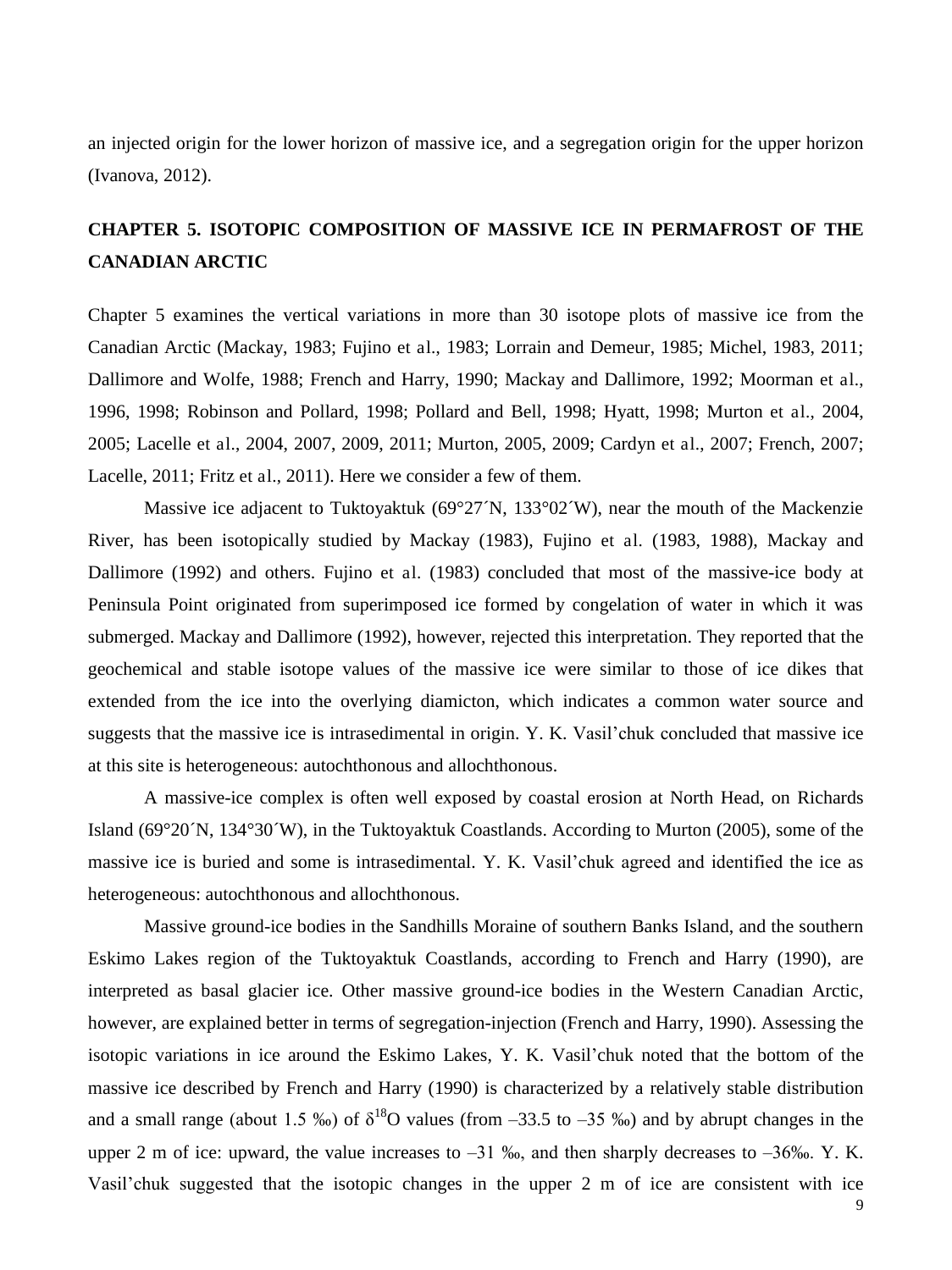an injected origin for the lower horizon of massive ice, and a segregation origin for the upper horizon (Ivanova, 2012).

## CHAPTER 5. ISOTOPIC COMPOSITION OF MASSIVE ICE IN PERMAFROST OF THE CANADIAN ARCTIC

Chapter 5 examines the vertical variations in more than 30 isotope plots of massive ice from the Canadian Arctic (Mackay, 1983; Fujino et al., 1983; Lorrain and Demeur, 1985; Michel, 1983, 2011; Dallimore and Wolfe, 1988; French and Harry, 1990; Mackay and Dallimore, 1992; Moorman et al., 1996, 1998; Robinson and Pollard, 1998; Pollard and Bell, 1998; Hyatt, 1998; Murton et al., 2004, 2005; Lacelle et al., 2004, 2007, 2009, 2011; Murton, 2005, 2009; Cardyn et al., 2007; French, 2007; Lacelle, 2011; Fritz et al., 2011). Here we consider a few of them.

Massive ice adjacent to Tuktoyaktuk (69°27´N, 133°02´W), near the mouth of the Mackenzie River, has been isotopically studied by Mackay (1983), Fujino et al. (1983, 1988), Mackay and Dallimore (1992) and others. Fujino et al. (1983) concluded that most of the massive-ice body at Peninsula Point originated from superimposed ice formed by congelation of water in which it was submerged. Mackay and Dallimore (1992), however, rejected this interpretation. They reported that the geochemical and stable isotope values of the massive ice were similar to those of ice dikes that extended from the ice into the overlying diamicton, which indicates a common water source and suggests that the massive ice is intrasedimental in origin. Y. K. Vasil'chuk concluded that massive ice at this site is heterogeneous: autochthonous and allochthonous.

A massive-ice complex is often well exposed by coastal erosion at North Head, on Richards Island (69°20´N, 134°30´W), in the Tuktoyaktuk Coastlands. According to Murton (2005), some of the massive ice is buried and some is intrasedimental. Y. K. Vasil'chuk agreed and identified the ice as heterogeneous: autochthonous and allochthonous.

Massive ground-ice bodies in the Sandhills Moraine of southern Banks Island, and the southern Eskimo Lakes region of the Tuktoyaktuk Coastlands, according to French and Harry (1990), are interpreted as basal glacier ice. Other massive ground-ice bodies in the Western Canadian Arctic, however, are explained better in terms of segregation-injection (French and Harry, 1990). Assessing the isotopic variations in ice around the Eskimo Lakes, Y. K. Vasil'chuk noted that the bottom of the massive ice described by French and Harry (1990) is characterized by a relatively stable distribution and a small range (about 1.5 ‰) of $\delta^{18}O$ values (from –33.5 to –35 ‰) and by abrupt changes in the upper 2 m of ice: upward, the value increases to –31 ‰, and then sharply decreases to –36‰. Y. K. Vasil'chuk suggested that the isotopic changes in the upper 2 m of ice are consistent with ice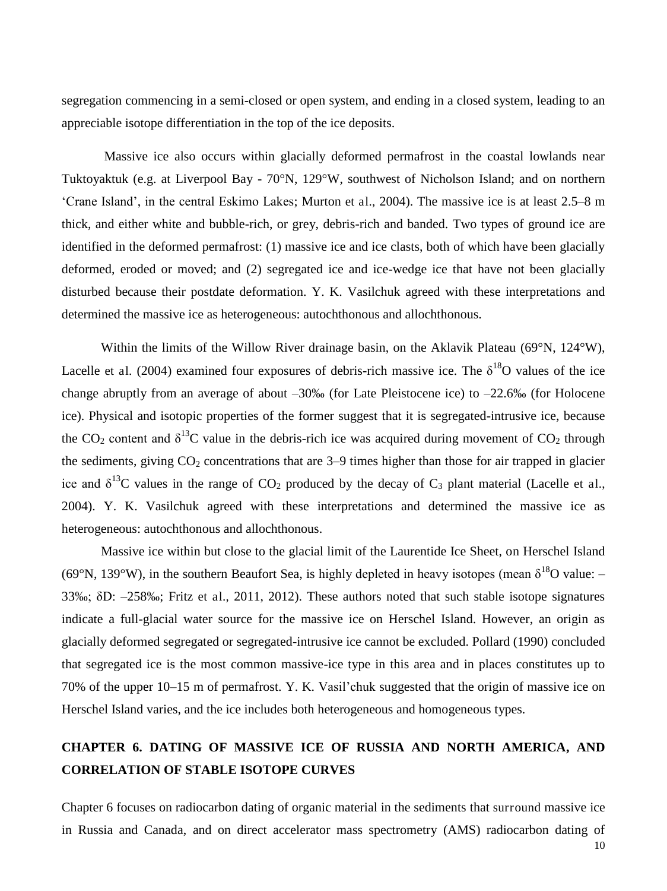segregation commencing in a semi-closed or open system, and ending in a closed system, leading to an appreciable isotope differentiation in the top of the ice deposits.

Massive ice also occurs within glacially deformed permafrost in the coastal lowlands near Tuktoyaktuk (e.g. at Liverpool Bay - 70°N, 129°W, southwest of Nicholson Island; and on northern 'Crane Island', in the central Eskimo Lakes; Murton et al., 2004). The massive ice is at least 2.5–8 m thick, and either white and bubble-rich, or grey, debris-rich and banded. Two types of ground ice are identified in the deformed permafrost: (1) massive ice and ice clasts, both of which have been glacially deformed, eroded or moved; and (2) segregated ice and ice-wedge ice that have not been glacially disturbed because their postdate deformation. Y. K. Vasilchuk agreed with these interpretations and determined the massive ice as heterogeneous: autochthonous and allochthonous.

Within the limits of the Willow River drainage basin, on the Aklavik Plateau (69°N, 124°W), Lacelle et al. (2004) examined four exposures of debris-rich massive ice. The $\delta^{18}O$ values of the ice change abruptly from an average of about –30‰ (for Late Pleistocene ice) to –22.6‰ (for Holocene ice). Physical and isotopic properties of the former suggest that it is segregated-intrusive ice, because the $CO_2$ content and $\delta^{13}C$ value in the debris-rich ice was acquired during movement of $CO_2$ through the sediments, giving $CO_2$ concentrations that are 3–9 times higher than those for air trapped in glacier ice and $\delta^{13}C$ values in the range of $CO_2$ produced by the decay of $C_3$ plant material (Lacelle et al., 2004). Y. K. Vasilchuk agreed with these interpretations and determined the massive ice as heterogeneous: autochthonous and allochthonous.

Massive ice within but close to the glacial limit of the Laurentide Ice Sheet, on Herschel Island (69°N, 139°W), in the southern Beaufort Sea, is highly depleted in heavy isotopes (mean $\delta^{18}O$ value: –33‰; $\delta D$: –258‰; Fritz et al., 2011, 2012). These authors noted that such stable isotope signatures indicate a full-glacial water source for the massive ice on Herschel Island. However, an origin as glacially deformed segregated or segregated-intrusive ice cannot be excluded. Pollard (1990) concluded that segregated ice is the most common massive-ice type in this area and in places constitutes up to 70% of the upper 10–15 m of permafrost. Y. K. Vasil'chuk suggested that the origin of massive ice on Herschel Island varies, and the ice includes both heterogeneous and homogeneous types.

## CHAPTER 6. DATING OF MASSIVE ICE OF RUSSIA AND NORTH AMERICA, AND CORRELATION OF STABLE ISOTOPE CURVES

Chapter 6 focuses on radiocarbon dating of organic material in the sediments that surround massive ice in Russia and Canada, and on direct accelerator mass spectrometry (AMS) radiocarbon dating of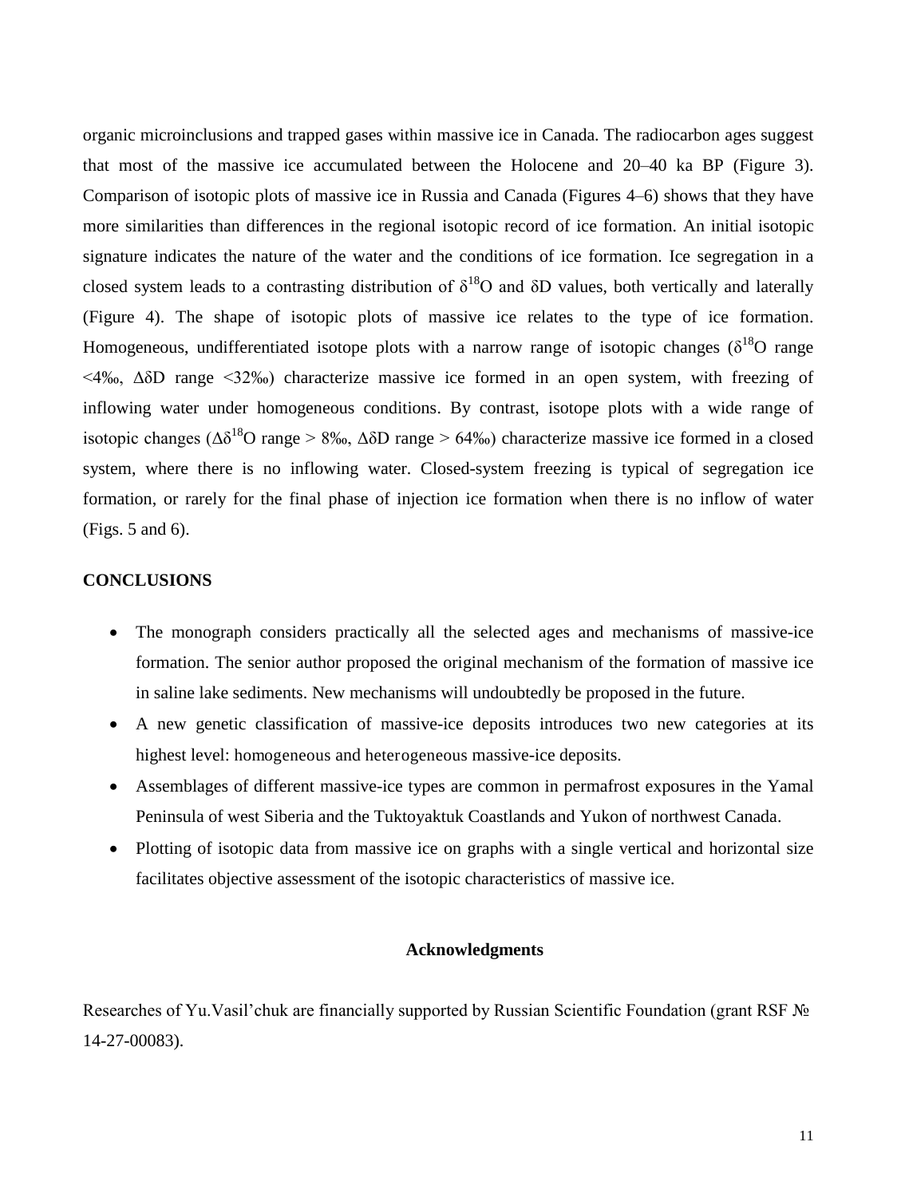organic microinclusions and trapped gases within massive ice in Canada. The radiocarbon ages suggest that most of the massive ice accumulated between the Holocene and 20–40 ka BP (Figure 3). Comparison of isotopic plots of massive ice in Russia and Canada (Figures 4–6) shows that they have more similarities than differences in the regional isotopic record of ice formation. An initial isotopic signature indicates the nature of the water and the conditions of ice formation. Ice segregation in a closed system leads to a contrasting distribution of $\delta^{18}O$ and $\delta D$ values, both vertically and laterally (Figure 4). The shape of isotopic plots of massive ice relates to the type of ice formation. Homogeneous, undifferentiated isotope plots with a narrow range of isotopic changes ($\delta^{18}O$ range <4‰, $\Delta\delta D$ range <32‰) characterize massive ice formed in an open system, with freezing of inflowing water under homogeneous conditions. By contrast, isotope plots with a wide range of isotopic changes ($\Delta\delta^{18}O$ range > 8‰, $\Delta\delta D$ range > 64‰) characterize massive ice formed in a closed system, where there is no inflowing water. Closed-system freezing is typical of segregation ice formation, or rarely for the final phase of injection ice formation when there is no inflow of water (Figs. 5 and 6).

## CONCLUSIONS

- The monograph considers practically all the selected ages and mechanisms of massive-ice formation. The senior author proposed the original mechanism of the formation of massive ice in saline lake sediments. New mechanisms will undoubtedly be proposed in the future.
- A new genetic classification of massive-ice deposits introduces two new categories at its highest level: homogeneous and heterogeneous massive-ice deposits.
- Assemblages of different massive-ice types are common in permafrost exposures in the Yamal Peninsula of west Siberia and the Tuktoyaktuk Coastlands and Yukon of northwest Canada.
- Plotting of isotopic data from massive ice on graphs with a single vertical and horizontal size facilitates objective assessment of the isotopic characteristics of massive ice.

### Acknowledgments

Researches of Yu.Vasil'chuk are financially supported by Russian Scientific Foundation (grant RSF № 14-27-00083).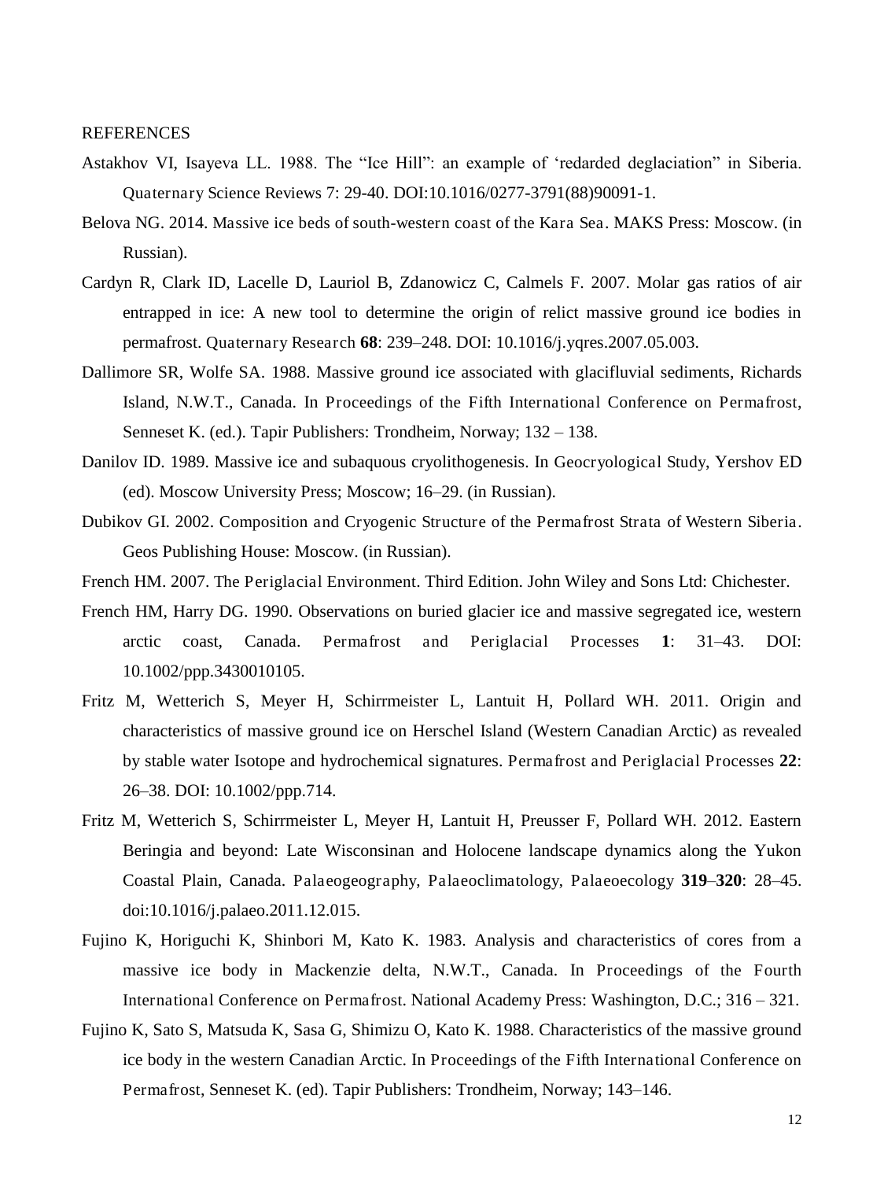REFERENCES

Astakhov VI, Isayeva LL. 1988. The "Ice Hill": an example of 'redarded deglaciation" in Siberia. Quaternary Science Reviews 7: 29-40. DOI:10.1016/0277-3791(88)90091-1.

Belova NG. 2014. Massive ice beds of south-western coast of the Kara Sea. MAKS Press: Moscow. (in Russian).

Cardyn R, Clark ID, Lacelle D, Lauriol B, Zdanowicz C, Calmels F. 2007. Molar gas ratios of air entrapped in ice: A new tool to determine the origin of relict massive ground ice bodies in permafrost. Quaternary Research **68**: 239–248. DOI: 10.1016/j.yqres.2007.05.003.

Dallimore SR, Wolfe SA. 1988. Massive ground ice associated with glacifluvial sediments, Richards Island, N.W.T., Canada. In Proceedings of the Fifth International Conference on Permafrost, Senneset K. (ed.). Tapir Publishers: Trondheim, Norway; 132 – 138.

Danilov ID. 1989. Massive ice and subaquous cryolithogenesis. In Geocryological Study, Yershov ED (ed). Moscow University Press; Moscow; 16–29. (in Russian).

Dubikov GI. 2002. Composition and Cryogenic Structure of the Permafrost Strata of Western Siberia. Geos Publishing House: Moscow. (in Russian).

French HM. 2007. The Periglacial Environment. Third Edition. John Wiley and Sons Ltd: Chichester.

French HM, Harry DG. 1990. Observations on buried glacier ice and massive segregated ice, western arctic coast, Canada. Permafrost and Periglacial Processes **1**: 31–43. DOI: 10.1002/ppp.3430010105.

Fritz M, Wetterich S, Meyer H, Schirrmeister L, Lantuit H, Pollard WH. 2011. Origin and characteristics of massive ground ice on Herschel Island (Western Canadian Arctic) as revealed by stable water Isotope and hydrochemical signatures. Permafrost and Periglacial Processes **22**: 26–38. DOI: 10.1002/ppp.714.

Fritz M, Wetterich S, Schirrmeister L, Meyer H, Lantuit H, Preusser F, Pollard WH. 2012. Eastern Beringia and beyond: Late Wisconsinan and Holocene landscape dynamics along the Yukon Coastal Plain, Canada. Palaeogeography, Palaeoclimatology, Palaeoecology **319**–**320**: 28–45. doi:10.1016/j.palaeo.2011.12.015.

Fujino K, Horiguchi K, Shinbori M, Kato K. 1983. Analysis and characteristics of cores from a massive ice body in Mackenzie delta, N.W.T., Canada. In Proceedings of the Fourth International Conference on Permafrost. National Academy Press: Washington, D.C.; 316 – 321.

Fujino K, Sato S, Matsuda K, Sasa G, Shimizu O, Kato K. 1988. Characteristics of the massive ground ice body in the western Canadian Arctic. In Proceedings of the Fifth International Conference on Permafrost, Senneset K. (ed). Tapir Publishers: Trondheim, Norway; 143–146.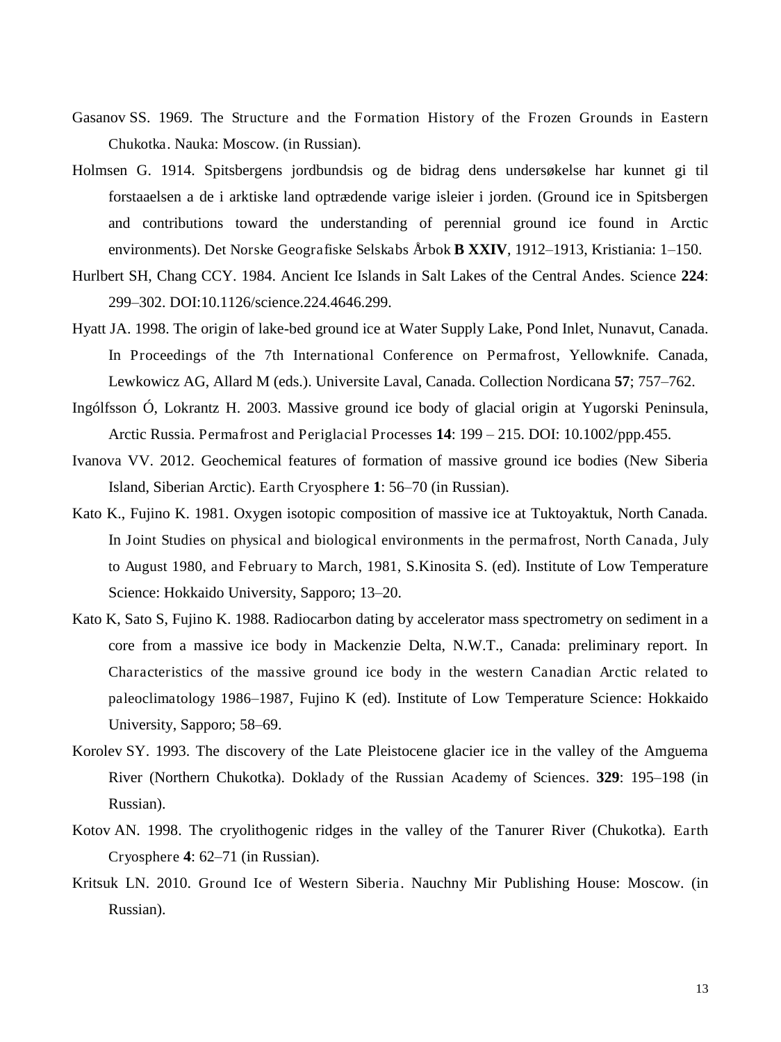Gasanov SS. 1969. The Structure and the Formation History of the Frozen Grounds in Eastern Chukotka. Nauka: Moscow. (in Russian).

Holmsen G. 1914. Spitsbergens jordbundsis og de bidrag dens undersøkelse har kunnet gi til forstaaelsen a de i arktiske land optrædende varige isleier i jorden. (Ground ice in Spitsbergen and contributions toward the understanding of perennial ground ice found in Arctic environments). Det Norske Geografiske Selskabs Årbok **B XXIV**, 1912–1913, Kristiania: 1–150.

Hurlbert SH, Chang CCY. 1984. Ancient Ice Islands in Salt Lakes of the Central Andes. Science **224**: 299–302. DOI:10.1126/science.224.4646.299.

Hyatt JA. 1998. The origin of lake-bed ground ice at Water Supply Lake, Pond Inlet, Nunavut, Canada. In Proceedings of the 7th International Conference on Permafrost, Yellowknife. Canada, Lewkowicz AG, Allard M (eds.). Universite Laval, Canada. Collection Nordicana **57**; 757–762.

Ingólfsson Ó, Lokrantz H. 2003. Massive ground ice body of glacial origin at Yugorski Peninsula, Arctic Russia. Permafrost and Periglacial Processes **14**: 199 – 215. DOI: 10.1002/ppp.455.

Ivanova VV. 2012. Geochemical features of formation of massive ground ice bodies (New Siberia Island, Siberian Arctic). Earth Cryosphere **1**: 56–70 (in Russian).

Kato K., Fujino K. 1981. Oxygen isotopic composition of massive ice at Tuktoyaktuk, North Canada. In Joint Studies on physical and biological environments in the permafrost, North Canada, July to August 1980, and February to March, 1981, S.Kinosita S. (ed). Institute of Low Temperature Science: Hokkaido University, Sapporo; 13–20.

Kato K, Sato S, Fujino K. 1988. Radiocarbon dating by accelerator mass spectrometry on sediment in a core from a massive ice body in Mackenzie Delta, N.W.T., Canada: preliminary report. In Characteristics of the massive ground ice body in the western Canadian Arctic related to paleoclimatology 1986–1987, Fujino K (ed). Institute of Low Temperature Science: Hokkaido University, Sapporo; 58–69.

Korolev SY. 1993. The discovery of the Late Pleistocene glacier ice in the valley of the Amguema River (Northern Chukotka). Doklady of the Russian Academy of Sciences. **329**: 195–198 (in Russian).

Kotov AN. 1998. The cryolithogenic ridges in the valley of the Tanurer River (Chukotka). Earth Cryosphere **4**: 62–71 (in Russian).

Kritsuk LN. 2010. Ground Ice of Western Siberia. Nauchny Mir Publishing House: Moscow. (in Russian).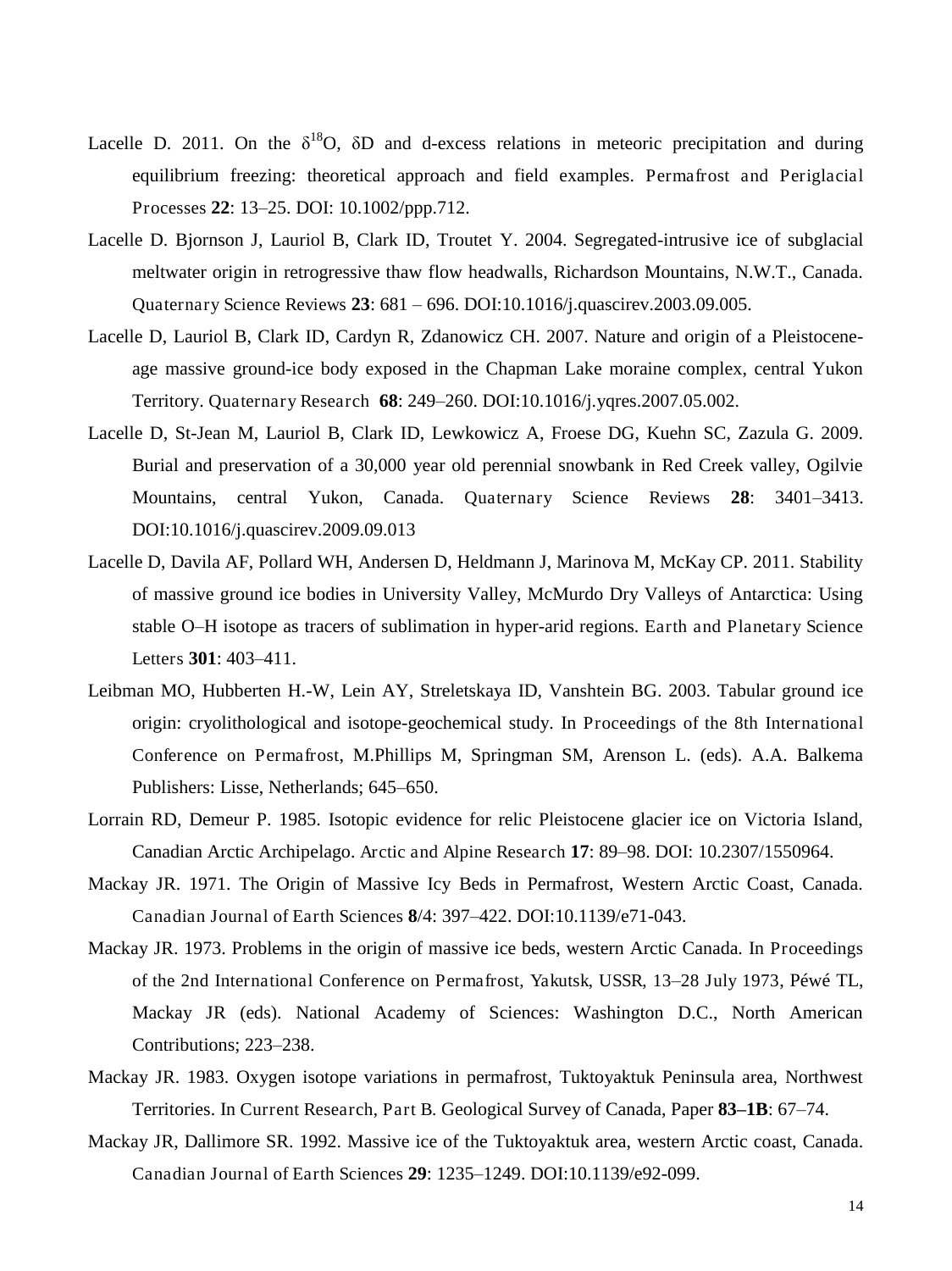Lacelle D. 2011. On the $\delta^{18}O$, $\delta D$ and d-excess relations in meteoric precipitation and during equilibrium freezing: theoretical approach and field examples. *Permafrost and Periglacial Processes* **22**: 13–25. DOI: 10.1002/ppp.712.

Lacelle D. Bjornson J, Lauriol B, Clark ID, Troutet Y. 2004. Segregated-intrusive ice of subglacial meltwater origin in retrogressive thaw flow headwalls, Richardson Mountains, N.W.T., Canada. *Quaternary Science Reviews* **23**: 681 – 696. DOI:10.1016/j.quascirev.2003.09.005.

Lacelle D, Lauriol B, Clark ID, Cardyn R, Zdanowicz CH. 2007. Nature and origin of a Pleistocene-age massive ground-ice body exposed in the Chapman Lake moraine complex, central Yukon Territory. *Quaternary Research* **68**: 249–260. DOI:10.1016/j.yqres.2007.05.002.

Lacelle D, St-Jean M, Lauriol B, Clark ID, Lewkowicz A, Froese DG, Kuehn SC, Zazula G. 2009. Burial and preservation of a 30,000 year old perennial snowbank in Red Creek valley, Ogilvie Mountains, central Yukon, Canada. *Quaternary Science Reviews* **28**: 3401–3413. DOI:10.1016/j.quascirev.2009.09.013

Lacelle D, Davila AF, Pollard WH, Andersen D, Heldmann J, Marinova M, McKay CP. 2011. Stability of massive ground ice bodies in University Valley, McMurdo Dry Valleys of Antarctica: Using stable O–H isotope as tracers of sublimation in hyper-arid regions. *Earth and Planetary Science Letters* **301**: 403–411.

Leibman MO, Hubberten H.-W, Lein AY, Streletskaya ID, Vanshtein BG. 2003. Tabular ground ice origin: cryolithological and isotope-geochemical study. In *Proceedings of the 8th International Conference on Permafrost*, M.Phillips M, Springman SM, Arenson L. (eds). A.A. Balkema Publishers: Lisse, Netherlands; 645–650.

Lorrain RD, Demeur P. 1985. Isotopic evidence for relic Pleistocene glacier ice on Victoria Island, Canadian Arctic Archipelago. *Arctic and Alpine Research* **17**: 89–98. DOI: 10.2307/1550964.

Mackay JR. 1971. The Origin of Massive Icy Beds in Permafrost, Western Arctic Coast, Canada. *Canadian Journal of Earth Sciences* **8**/4: 397–422. DOI:10.1139/e71-043.

Mackay JR. 1973. Problems in the origin of massive ice beds, western Arctic Canada. In *Proceedings of the 2nd International Conference on Permafrost, Yakutsk, USSR, 13–28 July 1973*, Péwé TL, Mackay JR (eds). National Academy of Sciences: Washington D.C., North American Contributions; 223–238.

Mackay JR. 1983. Oxygen isotope variations in permafrost, Tuktoyaktuk Peninsula area, Northwest Territories. In *Current Research, Part B*. Geological Survey of Canada, Paper **83–1B**: 67–74.

Mackay JR, Dallimore SR. 1992. Massive ice of the Tuktoyaktuk area, western Arctic coast, Canada. *Canadian Journal of Earth Sciences* **29**: 1235–1249. DOI:10.1139/e92-099.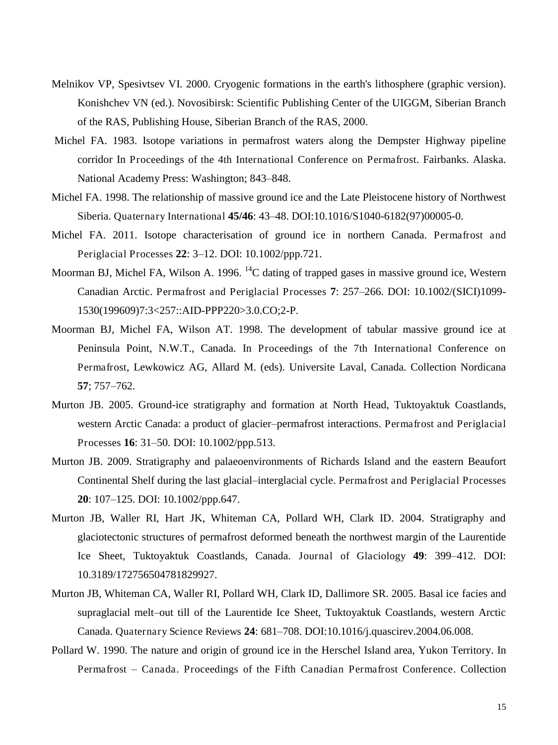Melnikov VP, Spesivtsev VI. 2000. Cryogenic formations in the earth's lithosphere (graphic version). Konishchev VN (ed.). Novosibirsk: Scientific Publishing Center of the UIGGM, Siberian Branch of the RAS, Publishing House, Siberian Branch of the RAS, 2000.

Michel FA. 1983. Isotope variations in permafrost waters along the Dempster Highway pipeline corridor In Proceedings of the 4th International Conference on Permafrost. Fairbanks. Alaska. National Academy Press: Washington; 843–848.

Michel FA. 1998. The relationship of massive ground ice and the Late Pleistocene history of Northwest Siberia. Quaternary International **45/46**: 43–48. DOI:10.1016/S1040-6182(97)00005-0.

Michel FA. 2011. Isotope characterisation of ground ice in northern Canada. Permafrost and Periglacial Processes **22**: 3–12. DOI: 10.1002/ppp.721.

Moorman BJ, Michel FA, Wilson A. 1996. $^{14}$C dating of trapped gases in massive ground ice, Western Canadian Arctic. Permafrost and Periglacial Processes **7**: 257–266. DOI: 10.1002/(SICI)1099-1530(199609)7:3<257::AID-PPP220>3.0.CO;2-P.

Moorman BJ, Michel FA, Wilson AT. 1998. The development of tabular massive ground ice at Peninsula Point, N.W.T., Canada. In Proceedings of the 7th International Conference on Permafrost, Lewkowicz AG, Allard M. (eds). Universite Laval, Canada. Collection Nordicana **57**; 757–762.

Murton JB. 2005. Ground-ice stratigraphy and formation at North Head, Tuktoyaktuk Coastlands, western Arctic Canada: a product of glacier–permafrost interactions. Permafrost and Periglacial Processes **16**: 31–50. DOI: 10.1002/ppp.513.

Murton JB. 2009. Stratigraphy and palaeoenvironments of Richards Island and the eastern Beaufort Continental Shelf during the last glacial–interglacial cycle. Permafrost and Periglacial Processes **20**: 107–125. DOI: 10.1002/ppp.647.

Murton JB, Waller RI, Hart JK, Whiteman CA, Pollard WH, Clark ID. 2004. Stratigraphy and glaciotectonic structures of permafrost deformed beneath the northwest margin of the Laurentide Ice Sheet, Tuktoyaktuk Coastlands, Canada. Journal of Glaciology **49**: 399–412. DOI: 10.3189/172756504781829927.

Murton JB, Whiteman CA, Waller RI, Pollard WH, Clark ID, Dallimore SR. 2005. Basal ice facies and supraglacial melt–out till of the Laurentide Ice Sheet, Tuktoyaktuk Coastlands, western Arctic Canada. Quaternary Science Reviews **24**: 681–708. DOI:10.1016/j.quascirev.2004.06.008.

Pollard W. 1990. The nature and origin of ground ice in the Herschel Island area, Yukon Territory. In Permafrost – Canada. Proceedings of the Fifth Canadian Permafrost Conference. Collection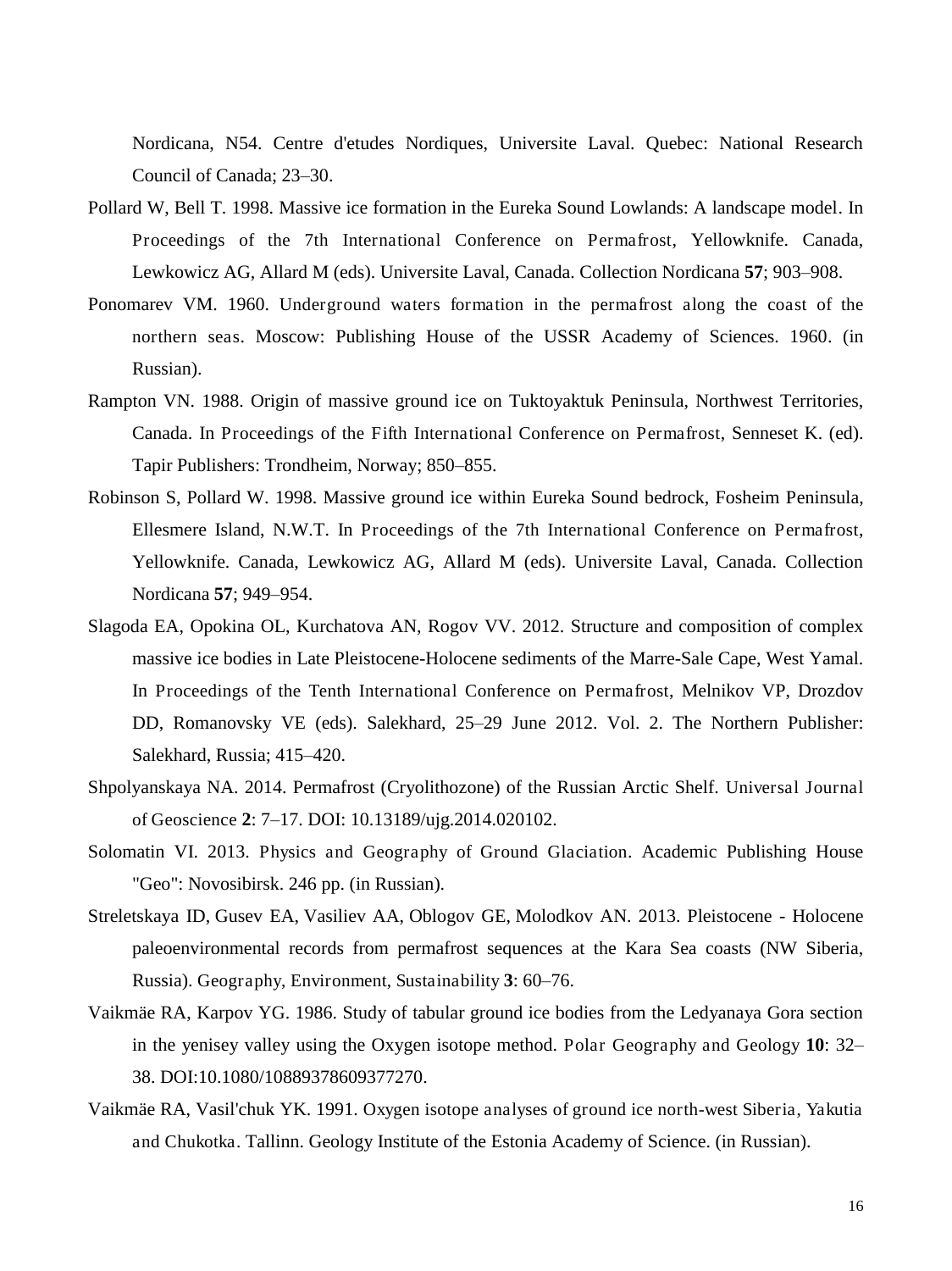Nordicana, N54. Centre d'etudes Nordiques, Universite Laval. Quebec: National Research Council of Canada; 23–30.

Pollard W, Bell T. 1998. Massive ice formation in the Eureka Sound Lowlands: A landscape model. In Proceedings of the 7th International Conference on Permafrost, Yellowknife. Canada, Lewkowicz AG, Allard M (eds). Universite Laval, Canada. Collection Nordicana **57**; 903–908.

Ponomarev VM. 1960. Underground waters formation in the permafrost along the coast of the northern seas. Moscow: Publishing House of the USSR Academy of Sciences. 1960. (in Russian).

Rampton VN. 1988. Origin of massive ground ice on Tuktoyaktuk Peninsula, Northwest Territories, Canada. In Proceedings of the Fifth International Conference on Permafrost, Senneset K. (ed). Tapir Publishers: Trondheim, Norway; 850–855.

Robinson S, Pollard W. 1998. Massive ground ice within Eureka Sound bedrock, Fosheim Peninsula, Ellesmere Island, N.W.T. In Proceedings of the 7th International Conference on Permafrost, Yellowknife. Canada, Lewkowicz AG, Allard M (eds). Universite Laval, Canada. Collection Nordicana **57**; 949–954.

Slagoda EA, Opokina OL, Kurchatova AN, Rogov VV. 2012. Structure and composition of complex massive ice bodies in Late Pleistocene-Holocene sediments of the Marre-Sale Cape, West Yamal. In Proceedings of the Tenth International Conference on Permafrost, Melnikov VP, Drozdov DD, Romanovsky VE (eds). Salekhard, 25–29 June 2012. Vol. 2. The Northern Publisher: Salekhard, Russia; 415–420.

Shpolyanskaya NA. 2014. Permafrost (Cryolithozone) of the Russian Arctic Shelf. Universal Journal of Geoscience **2**: 7–17. DOI: 10.13189/ujg.2014.020102.

Solomatin VI. 2013. Physics and Geography of Ground Glaciation. Academic Publishing House "Geo": Novosibirsk. 246 pp. (in Russian).

Streletskaya ID, Gusev EA, Vasiliev AA, Oblogov GE, Molodkov AN. 2013. Pleistocene - Holocene paleoenvironmental records from permafrost sequences at the Kara Sea coasts (NW Siberia, Russia). Geography, Environment, Sustainability **3**: 60–76.

Vaikmäe RA, Karpov YG. 1986. Study of tabular ground ice bodies from the Ledyanaya Gora section in the yenisey valley using the Oxygen isotope method. Polar Geography and Geology **10**: 32–38. DOI:10.1080/10889378609377270.

Vaikmäe RA, Vasil'chuk YK. 1991. Oxygen isotope analyses of ground ice north-west Siberia, Yakutia and Chukotka. Tallinn. Geology Institute of the Estonia Academy of Science. (in Russian).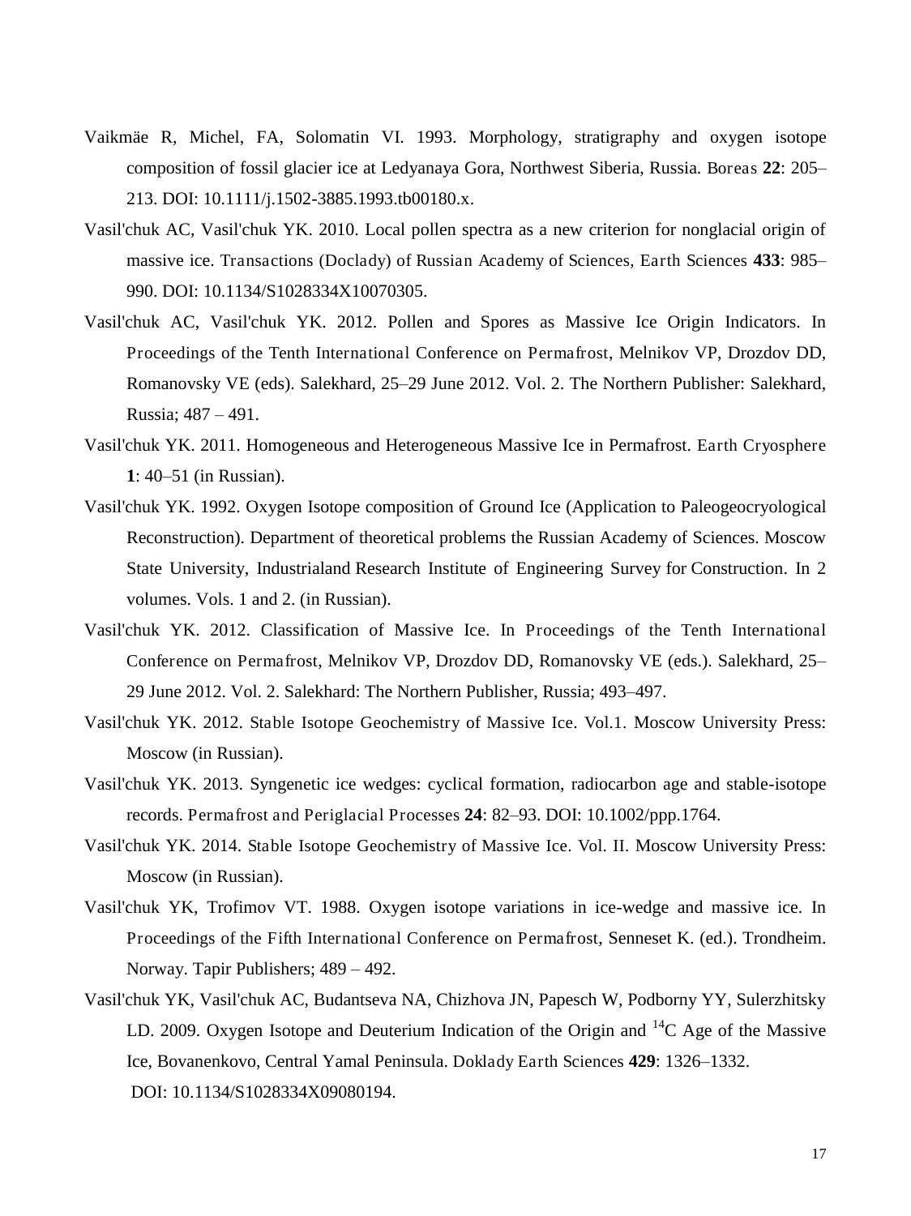Vaikmäe R, Michel, FA, Solomatin VI. 1993. Morphology, stratigraphy and oxygen isotope composition of fossil glacier ice at Ledyanaya Gora, Northwest Siberia, Russia. Boreas **22**: 205–213. DOI: 10.1111/j.1502-3885.1993.tb00180.x.

Vasil'chuk AC, Vasil'chuk YK. 2010. Local pollen spectra as a new criterion for nonglacial origin of massive ice. Transactions (Doclady) of Russian Academy of Sciences, Earth Sciences **433**: 985–990. DOI: 10.1134/S1028334X10070305.

Vasil'chuk AC, Vasil'chuk YK. 2012. Pollen and Spores as Massive Ice Origin Indicators. In Proceedings of the Tenth International Conference on Permafrost, Melnikov VP, Drozdov DD, Romanovsky VE (eds). Salekhard, 25–29 June 2012. Vol. 2. The Northern Publisher: Salekhard, Russia; 487 – 491.

Vasil'chuk YK. 2011. Homogeneous and Heterogeneous Massive Ice in Permafrost. Earth Cryosphere **1**: 40–51 (in Russian).

Vasil'chuk YK. 1992. Oxygen Isotope composition of Ground Ice (Application to Paleogeocryological Reconstruction). Department of theoretical problems the Russian Academy of Sciences. Moscow State University, Industrialand Research Institute of Engineering Survey for Construction. In 2 volumes. Vols. 1 and 2. (in Russian).

Vasil'chuk YK. 2012. Classification of Massive Ice. In Proceedings of the Tenth International Conference on Permafrost, Melnikov VP, Drozdov DD, Romanovsky VE (eds.). Salekhard, 25–29 June 2012. Vol. 2. Salekhard: The Northern Publisher, Russia; 493–497.

Vasil'chuk YK. 2012. Stable Isotope Geochemistry of Massive Ice. Vol.1. Moscow University Press: Moscow (in Russian).

Vasil'chuk YK. 2013. Syngenetic ice wedges: cyclical formation, radiocarbon age and stable-isotope records. Permafrost and Periglacial Processes **24**: 82–93. DOI: 10.1002/ppp.1764.

Vasil'chuk YK. 2014. Stable Isotope Geochemistry of Massive Ice. Vol. II. Moscow University Press: Moscow (in Russian).

Vasil'chuk YK, Trofimov VT. 1988. Oxygen isotope variations in ice-wedge and massive ice. In Proceedings of the Fifth International Conference on Permafrost, Senneset K. (ed.). Trondheim. Norway. Tapir Publishers; 489 – 492.

Vasil'chuk YK, Vasil'chuk AC, Budantseva NA, Chizhova JN, Papesch W, Podborny YY, Sulerzhitsky LD. 2009. Oxygen Isotope and Deuterium Indication of the Origin and $^{14}C$ Age of the Massive Ice, Bovanenkovo, Central Yamal Peninsula. Doklady Earth Sciences **429**: 1326–1332. DOI: 10.1134/S1028334X09080194.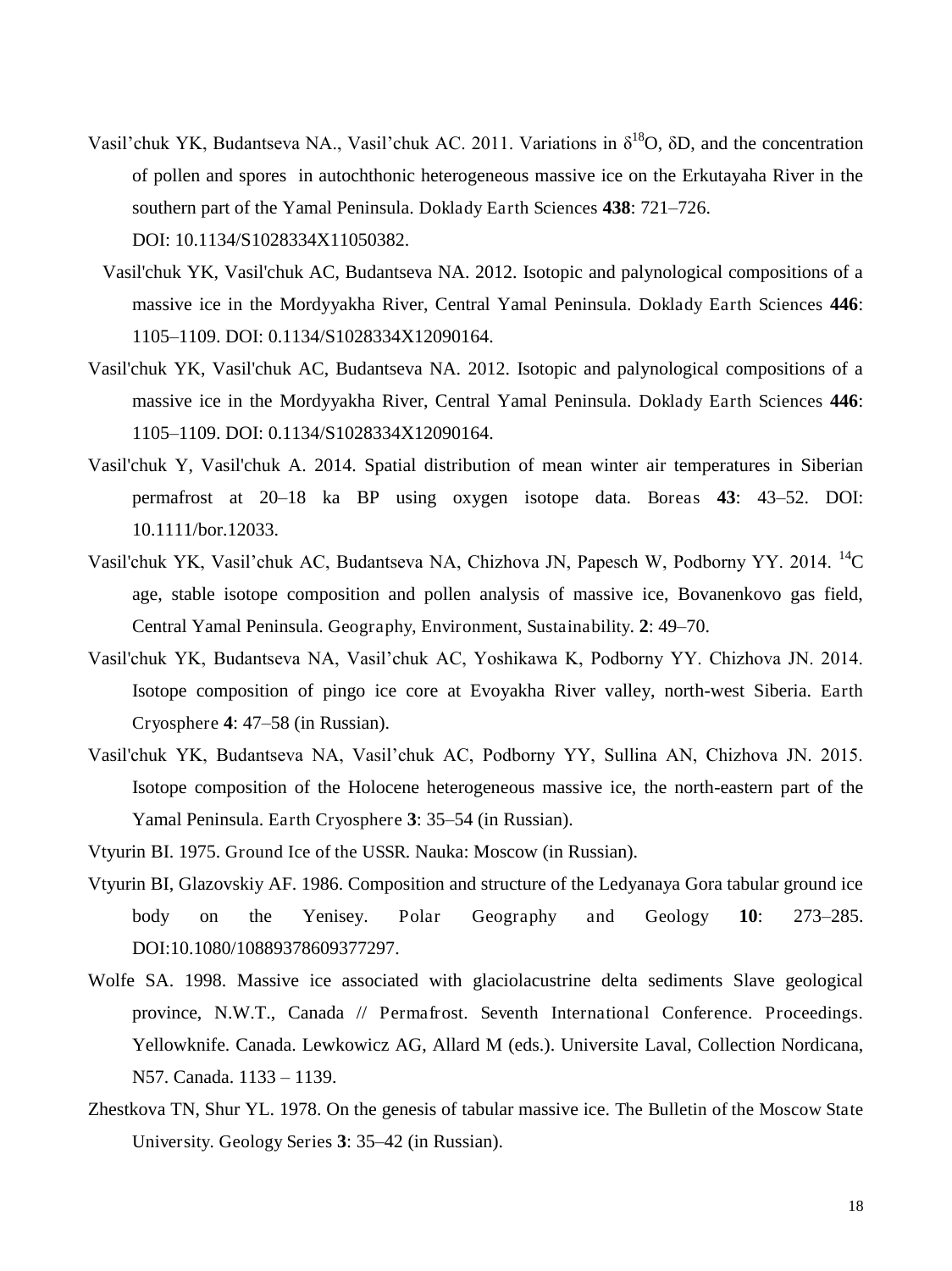Vasil'chuk YK, Budantseva NA., Vasil'chuk AC. 2011. Variations in $\delta^{18}O$, $\delta D$, and the concentration of pollen and spores in autochthonic heterogeneous massive ice on the Erkutayaha River in the southern part of the Yamal Peninsula. Doklady Earth Sciences **438**: 721–726. DOI: 10.1134/S1028334X11050382.

Vasil'chuk YK, Vasil'chuk AC, Budantseva NA. 2012. Isotopic and palynological compositions of a massive ice in the Mordyyakha River, Central Yamal Peninsula. Doklady Earth Sciences **446**: 1105–1109. DOI: 0.1134/S1028334X12090164.

Vasil'chuk YK, Vasil'chuk AC, Budantseva NA. 2012. Isotopic and palynological compositions of a massive ice in the Mordyyakha River, Central Yamal Peninsula. Doklady Earth Sciences **446**: 1105–1109. DOI: 0.1134/S1028334X12090164.

Vasil'chuk Y, Vasil'chuk A. 2014. Spatial distribution of mean winter air temperatures in Siberian permafrost at 20–18 ka BP using oxygen isotope data. Boreas **43**: 43–52. DOI: 10.1111/bor.12033.

Vasil'chuk YK, Vasil'chuk AC, Budantseva NA, Chizhova JN, Papesch W, Podborny YY. 2014. $^{14}C$ age, stable isotope composition and pollen analysis of massive ice, Bovanenkovo gas field, Central Yamal Peninsula. Geography, Environment, Sustainability. **2**: 49–70.

Vasil'chuk YK, Budantseva NA, Vasil'chuk AC, Yoshikawa K, Podborny YY. Chizhova JN. 2014. Isotope composition of pingo ice core at Evoyakha River valley, north-west Siberia. Earth Cryosphere **4**: 47–58 (in Russian).

Vasil'chuk YK, Budantseva NA, Vasil'chuk AC, Podborny YY, Sullina AN, Chizhova JN. 2015. Isotope composition of the Holocene heterogeneous massive ice, the north-eastern part of the Yamal Peninsula. Earth Cryosphere **3**: 35–54 (in Russian).

Vtyurin BI. 1975. Ground Ice of the USSR. Nauka: Moscow (in Russian).

Vtyurin BI, Glazovskiy AF. 1986. Composition and structure of the Ledyanaya Gora tabular ground ice body on the Yenisey. Polar Geography and Geology **10**: 273–285. DOI:10.1080/10889378609377297.

Wolfe SA. 1998. Massive ice associated with glaciolacustrine delta sediments Slave geological province, N.W.T., Canada // Permafrost. Seventh International Conference. Proceedings. Yellowknife. Canada. Lewkowicz AG, Allard M (eds.). Universite Laval, Collection Nordicana, N57. Canada. 1133 – 1139.

Zhestkova TN, Shur YL. 1978. On the genesis of tabular massive ice. The Bulletin of the Moscow State University. Geology Series **3**: 35–42 (in Russian).